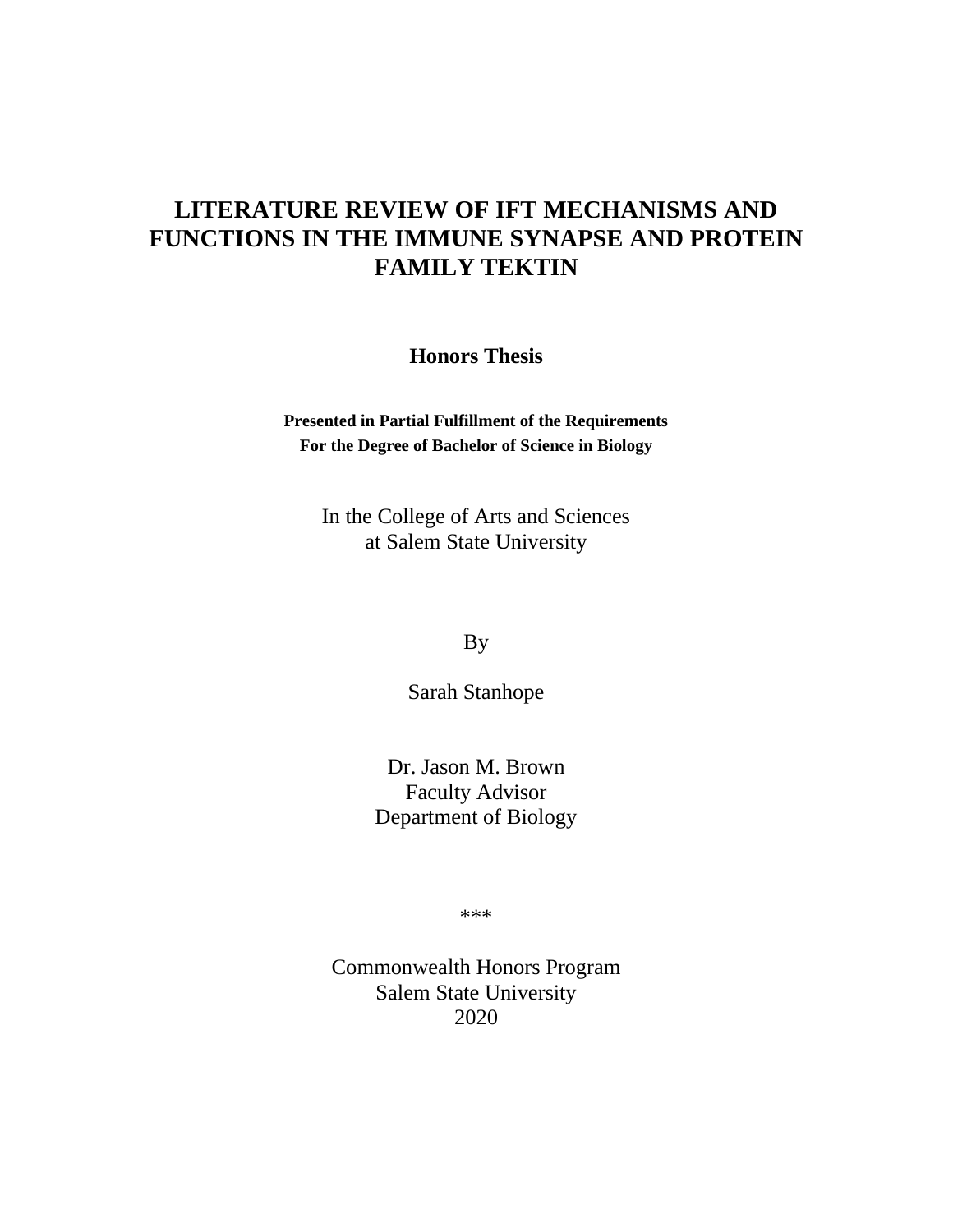# LITERATURE REVIEW OF IFT MECHANISMS AND FUNCTIONS IN THE IMMUNE SYNAPSE AND PROTEIN FAMILY TEKTIN

**Honors Thesis**

**Presented in Partial Fulfillment of the Requirements**
**For the Degree of Bachelor of Science in Biology**

In the College of Arts and Sciences
at Salem State University

By

Sarah Stanhope

Dr. Jason M. Brown
Faculty Advisor
Department of Biology

***

Commonwealth Honors Program
Salem State University
2020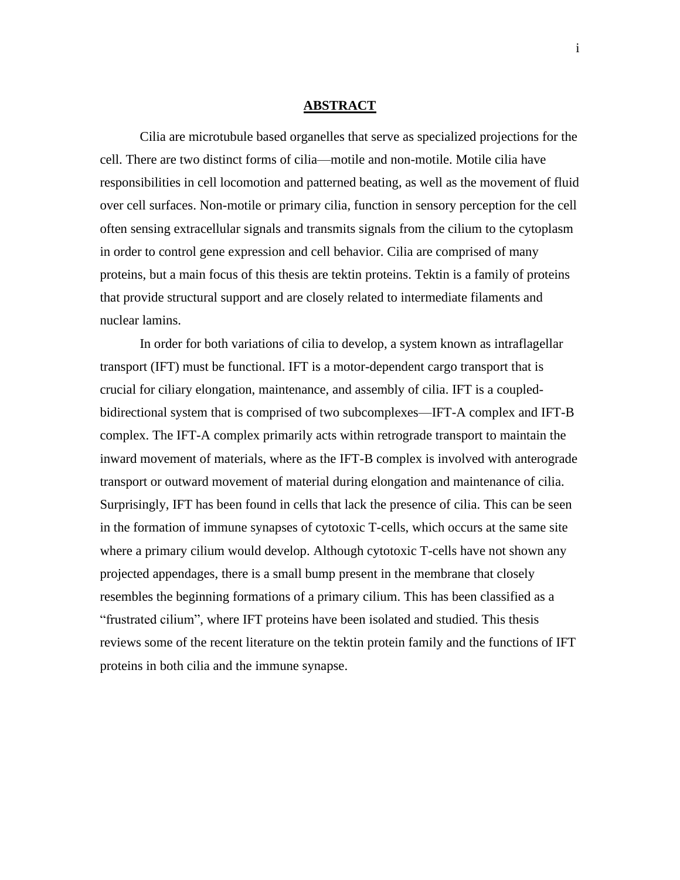# ABSTRACT

Cilia are microtubule based organelles that serve as specialized projections for the cell. There are two distinct forms of cilia—motile and non-motile. Motile cilia have responsibilities in cell locomotion and patterned beating, as well as the movement of fluid over cell surfaces. Non-motile or primary cilia, function in sensory perception for the cell often sensing extracellular signals and transmits signals from the cilium to the cytoplasm in order to control gene expression and cell behavior. Cilia are comprised of many proteins, but a main focus of this thesis are tektin proteins. Tektin is a family of proteins that provide structural support and are closely related to intermediate filaments and nuclear lamins.

In order for both variations of cilia to develop, a system known as intraflagellar transport (IFT) must be functional. IFT is a motor-dependent cargo transport that is crucial for ciliary elongation, maintenance, and assembly of cilia. IFT is a coupled-bidirectional system that is comprised of two subcomplexes—IFT-A complex and IFT-B complex. The IFT-A complex primarily acts within retrograde transport to maintain the inward movement of materials, where as the IFT-B complex is involved with anterograde transport or outward movement of material during elongation and maintenance of cilia. Surprisingly, IFT has been found in cells that lack the presence of cilia. This can be seen in the formation of immune synapses of cytotoxic T-cells, which occurs at the same site where a primary cilium would develop. Although cytotoxic T-cells have not shown any projected appendages, there is a small bump present in the membrane that closely resembles the beginning formations of a primary cilium. This has been classified as a "frustrated cilium", where IFT proteins have been isolated and studied. This thesis reviews some of the recent literature on the tektin protein family and the functions of IFT proteins in both cilia and the immune synapse.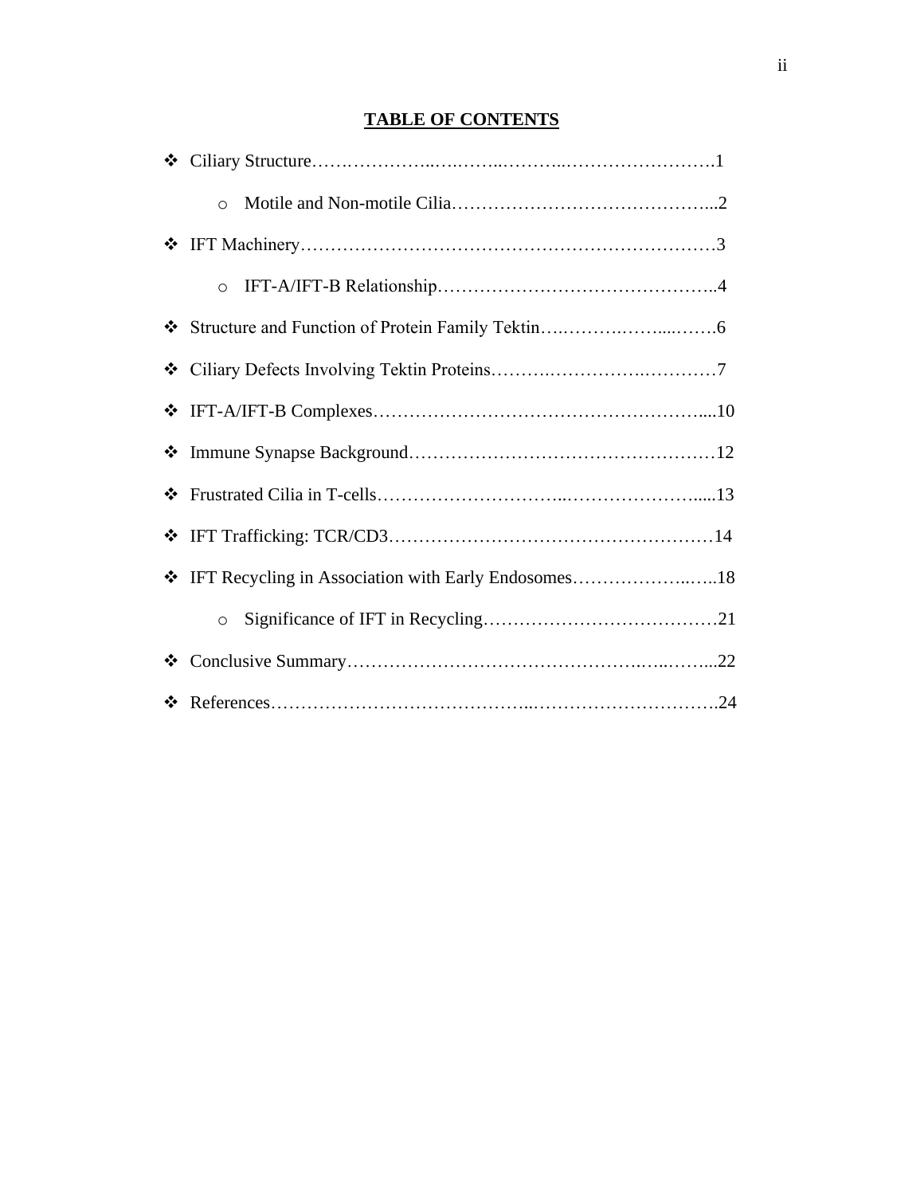# TABLE OF CONTENTS

- Ciliary Structure……………..…..……..………..…………………….1
  - Motile and Non-motile Cilia……………………………….…………...2
- IFT Machinery……………………………………………………………3
  - IFT-A/IFT-B Relationship……………………………….……………..4
- Structure and Function of Protein Family Tektin….……….……....…….6
- Ciliary Defects Involving Tektin Proteins……….…………….…………7
- IFT-A/IFT-B Complexes………………………………………………....10
- Immune Synapse Background……………………………………………12
- Frustrated Cilia in T-cells…………………………..…………………....13
- IFT Trafficking: TCR/CD3………………………………………………14
- IFT Recycling in Association with Early Endosomes………………..…..18
  - Significance of IFT in Recycling…………………………………21
- Conclusive Summary…………………………………….…..……...22
- References…………………………………..………………………….24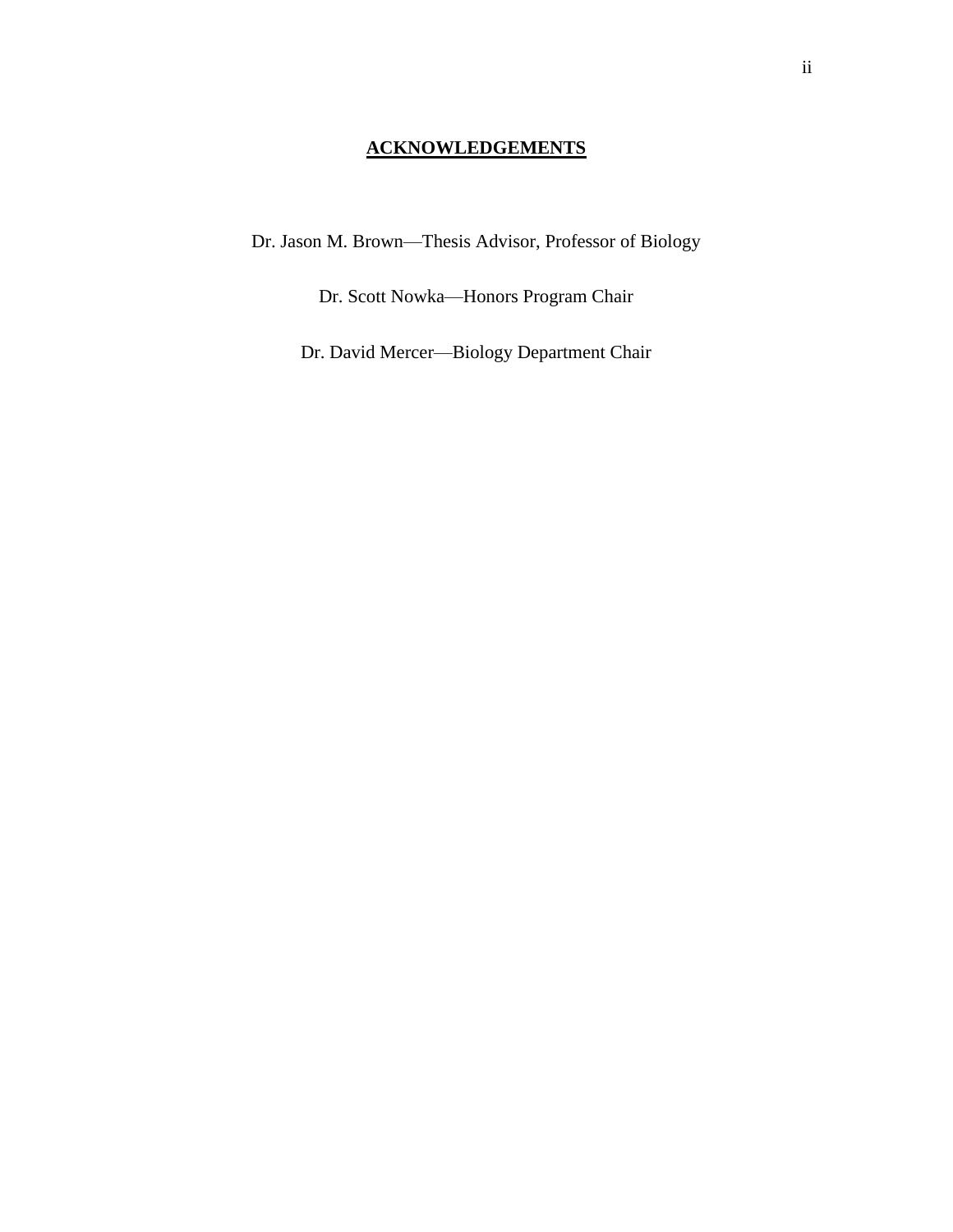## ACKNOWLEDGEMENTS

Dr. Jason M. Brown—Thesis Advisor, Professor of Biology

Dr. Scott Nowka—Honors Program Chair

Dr. David Mercer—Biology Department Chair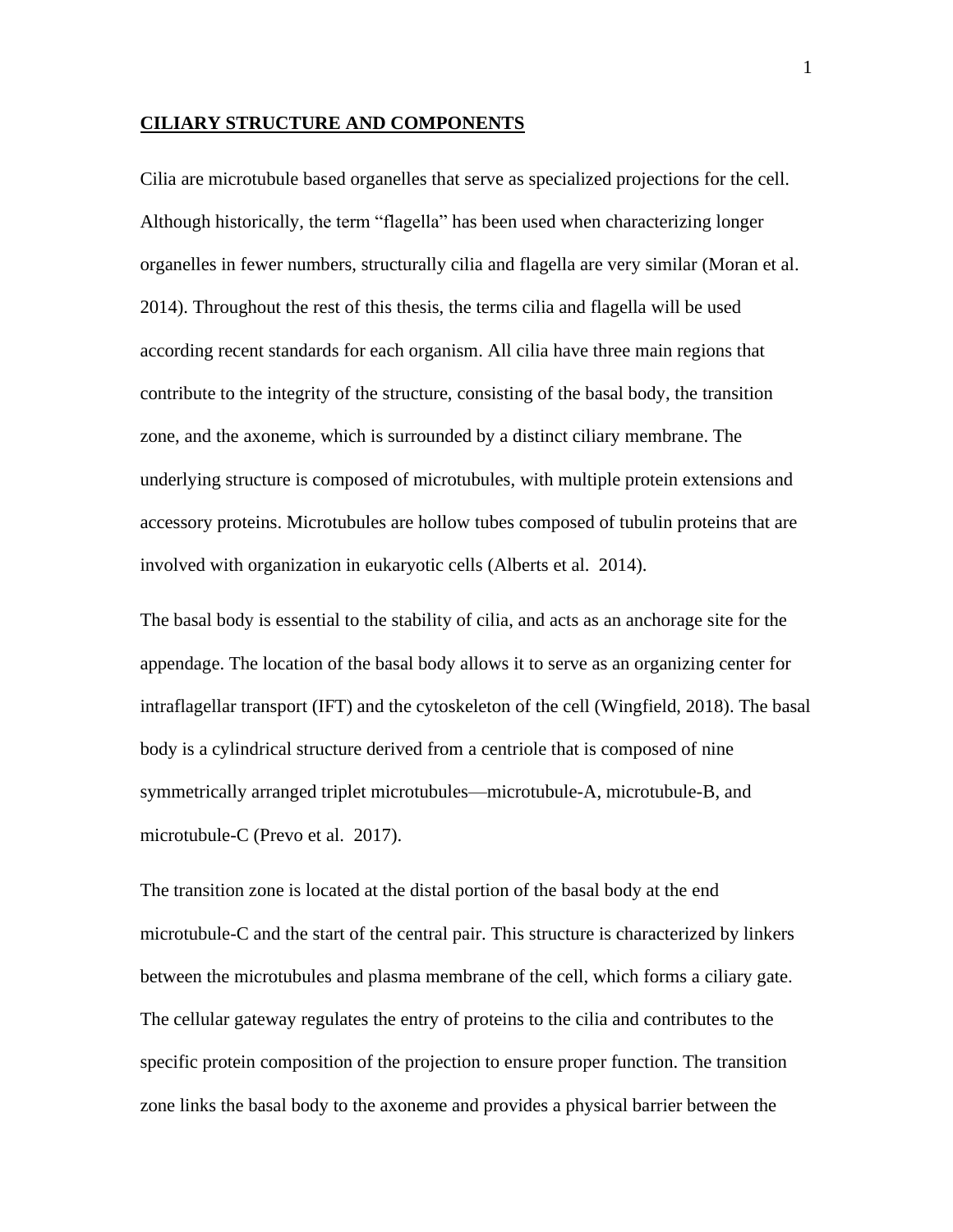## **CILIARY STRUCTURE AND COMPONENTS**

Cilia are microtubule based organelles that serve as specialized projections for the cell. Although historically, the term "flagella" has been used when characterizing longer organelles in fewer numbers, structurally cilia and flagella are very similar (Moran et al. 2014). Throughout the rest of this thesis, the terms cilia and flagella will be used according recent standards for each organism. All cilia have three main regions that contribute to the integrity of the structure, consisting of the basal body, the transition zone, and the axoneme, which is surrounded by a distinct ciliary membrane. The underlying structure is composed of microtubules, with multiple protein extensions and accessory proteins. Microtubules are hollow tubes composed of tubulin proteins that are involved with organization in eukaryotic cells (Alberts et al. 2014).

The basal body is essential to the stability of cilia, and acts as an anchorage site for the appendage. The location of the basal body allows it to serve as an organizing center for intraflagellar transport (IFT) and the cytoskeleton of the cell (Wingfield, 2018). The basal body is a cylindrical structure derived from a centriole that is composed of nine symmetrically arranged triplet microtubules—microtubule-A, microtubule-B, and microtubule-C (Prevo et al. 2017).

The transition zone is located at the distal portion of the basal body at the end microtubule-C and the start of the central pair. This structure is characterized by linkers between the microtubules and plasma membrane of the cell, which forms a ciliary gate. The cellular gateway regulates the entry of proteins to the cilia and contributes to the specific protein composition of the projection to ensure proper function. The transition zone links the basal body to the axoneme and provides a physical barrier between the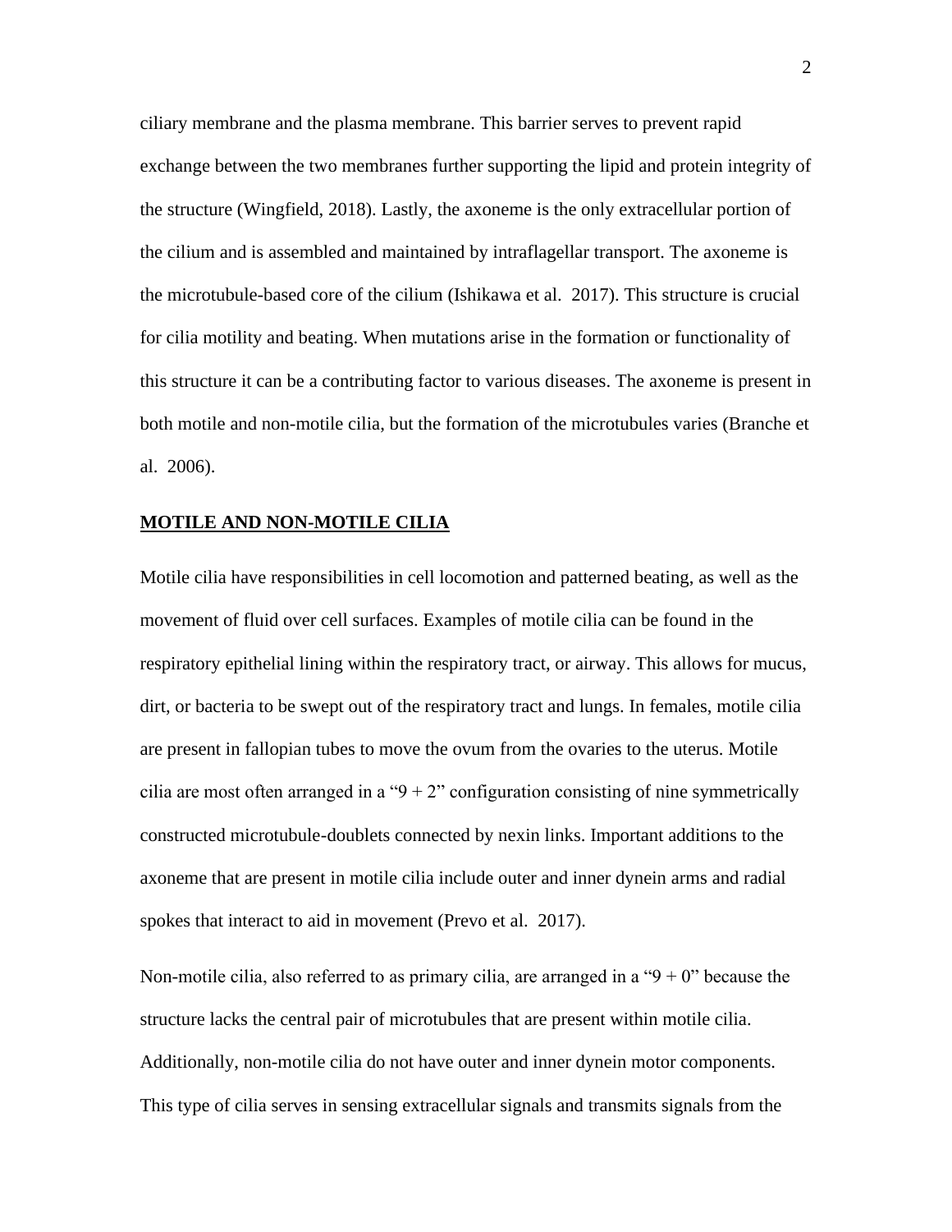ciliary membrane and the plasma membrane. This barrier serves to prevent rapid exchange between the two membranes further supporting the lipid and protein integrity of the structure (Wingfield, 2018). Lastly, the axoneme is the only extracellular portion of the cilium and is assembled and maintained by intraflagellar transport. The axoneme is the microtubule-based core of the cilium (Ishikawa et al. 2017). This structure is crucial for cilia motility and beating. When mutations arise in the formation or functionality of this structure it can be a contributing factor to various diseases. The axoneme is present in both motile and non-motile cilia, but the formation of the microtubules varies (Branche et al. 2006).

## MOTILE AND NON-MOTILE CILIA

Motile cilia have responsibilities in cell locomotion and patterned beating, as well as the movement of fluid over cell surfaces. Examples of motile cilia can be found in the respiratory epithelial lining within the respiratory tract, or airway. This allows for mucus, dirt, or bacteria to be swept out of the respiratory tract and lungs. In females, motile cilia are present in fallopian tubes to move the ovum from the ovaries to the uterus. Motile cilia are most often arranged in a "9 + 2" configuration consisting of nine symmetrically constructed microtubule-doublets connected by nexin links. Important additions to the axoneme that are present in motile cilia include outer and inner dynein arms and radial spokes that interact to aid in movement (Prevo et al. 2017).

Non-motile cilia, also referred to as primary cilia, are arranged in a "9 + 0" because the structure lacks the central pair of microtubules that are present within motile cilia. Additionally, non-motile cilia do not have outer and inner dynein motor components. This type of cilia serves in sensing extracellular signals and transmits signals from the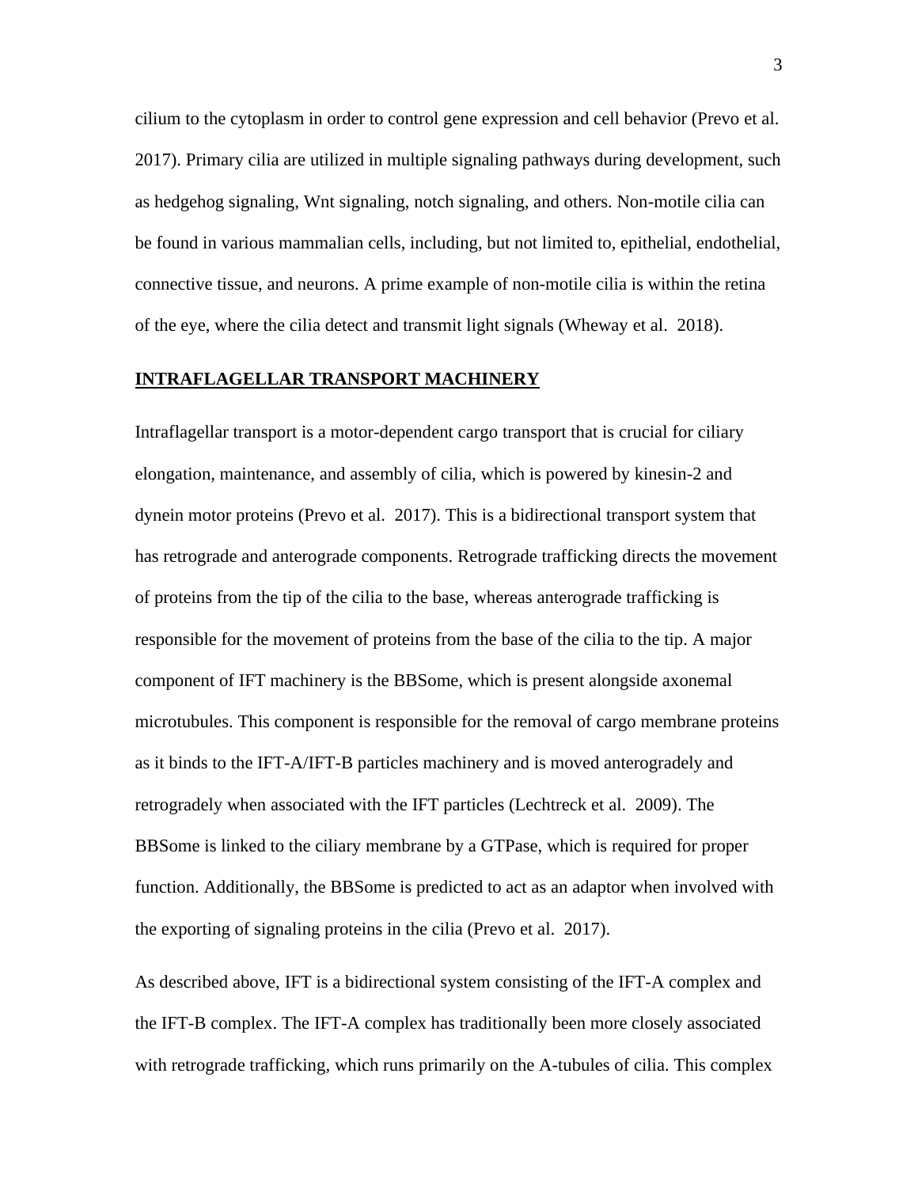cilium to the cytoplasm in order to control gene expression and cell behavior (Prevo et al. 2017). Primary cilia are utilized in multiple signaling pathways during development, such as hedgehog signaling, Wnt signaling, notch signaling, and others. Non-motile cilia can be found in various mammalian cells, including, but not limited to, epithelial, endothelial, connective tissue, and neurons. A prime example of non-motile cilia is within the retina of the eye, where the cilia detect and transmit light signals (Wheway et al. 2018).

## INTRAFLAGELLAR TRANSPORT MACHINERY

Intraflagellar transport is a motor-dependent cargo transport that is crucial for ciliary elongation, maintenance, and assembly of cilia, which is powered by kinesin-2 and dynein motor proteins (Prevo et al. 2017). This is a bidirectional transport system that has retrograde and anterograde components. Retrograde trafficking directs the movement of proteins from the tip of the cilia to the base, whereas anterograde trafficking is responsible for the movement of proteins from the base of the cilia to the tip. A major component of IFT machinery is the BBSome, which is present alongside axonemal microtubules. This component is responsible for the removal of cargo membrane proteins as it binds to the IFT-A/IFT-B particles machinery and is moved anterogradely and retrogradely when associated with the IFT particles (Lechtreck et al. 2009). The BBSome is linked to the ciliary membrane by a GTPase, which is required for proper function. Additionally, the BBSome is predicted to act as an adaptor when involved with the exporting of signaling proteins in the cilia (Prevo et al. 2017).

As described above, IFT is a bidirectional system consisting of the IFT-A complex and the IFT-B complex. The IFT-A complex has traditionally been more closely associated with retrograde trafficking, which runs primarily on the A-tubules of cilia. This complex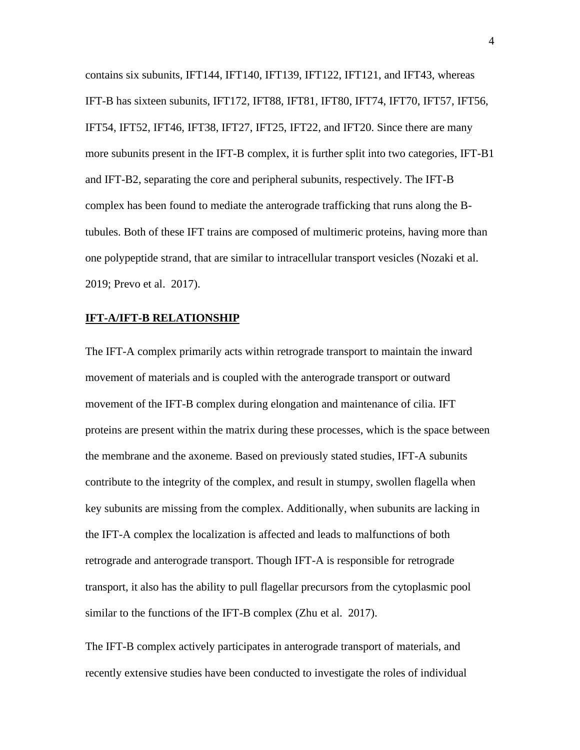contains six subunits, IFT144, IFT140, IFT139, IFT122, IFT121, and IFT43, whereas IFT-B has sixteen subunits, IFT172, IFT88, IFT81, IFT80, IFT74, IFT70, IFT57, IFT56, IFT54, IFT52, IFT46, IFT38, IFT27, IFT25, IFT22, and IFT20. Since there are many more subunits present in the IFT-B complex, it is further split into two categories, IFT-B1 and IFT-B2, separating the core and peripheral subunits, respectively. The IFT-B complex has been found to mediate the anterograde trafficking that runs along the B-tubules. Both of these IFT trains are composed of multimeric proteins, having more than one polypeptide strand, that are similar to intracellular transport vesicles (Nozaki et al. 2019; Prevo et al. 2017).

## IFT-A/IFT-B RELATIONSHIP

The IFT-A complex primarily acts within retrograde transport to maintain the inward movement of materials and is coupled with the anterograde transport or outward movement of the IFT-B complex during elongation and maintenance of cilia. IFT proteins are present within the matrix during these processes, which is the space between the membrane and the axoneme. Based on previously stated studies, IFT-A subunits contribute to the integrity of the complex, and result in stumpy, swollen flagella when key subunits are missing from the complex. Additionally, when subunits are lacking in the IFT-A complex the localization is affected and leads to malfunctions of both retrograde and anterograde transport. Though IFT-A is responsible for retrograde transport, it also has the ability to pull flagellar precursors from the cytoplasmic pool similar to the functions of the IFT-B complex (Zhu et al. 2017).

The IFT-B complex actively participates in anterograde transport of materials, and recently extensive studies have been conducted to investigate the roles of individual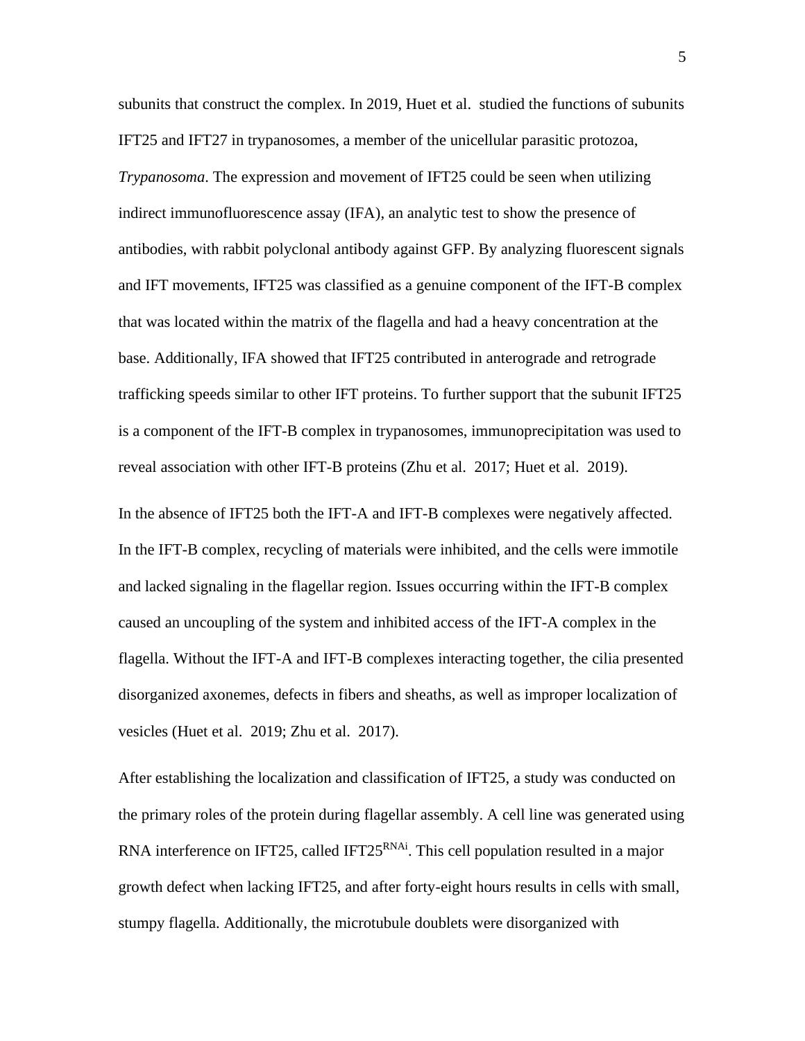subunits that construct the complex. In 2019, Huet et al. studied the functions of subunits IFT25 and IFT27 in trypanosomes, a member of the unicellular parasitic protozoa, *Trypanosoma*. The expression and movement of IFT25 could be seen when utilizing indirect immunofluorescence assay (IFA), an analytic test to show the presence of antibodies, with rabbit polyclonal antibody against GFP. By analyzing fluorescent signals and IFT movements, IFT25 was classified as a genuine component of the IFT-B complex that was located within the matrix of the flagella and had a heavy concentration at the base. Additionally, IFA showed that IFT25 contributed in anterograde and retrograde trafficking speeds similar to other IFT proteins. To further support that the subunit IFT25 is a component of the IFT-B complex in trypanosomes, immunoprecipitation was used to reveal association with other IFT-B proteins (Zhu et al. 2017; Huet et al. 2019).

In the absence of IFT25 both the IFT-A and IFT-B complexes were negatively affected. In the IFT-B complex, recycling of materials were inhibited, and the cells were immotile and lacked signaling in the flagellar region. Issues occurring within the IFT-B complex caused an uncoupling of the system and inhibited access of the IFT-A complex in the flagella. Without the IFT-A and IFT-B complexes interacting together, the cilia presented disorganized axonemes, defects in fibers and sheaths, as well as improper localization of vesicles (Huet et al. 2019; Zhu et al. 2017).

After establishing the localization and classification of IFT25, a study was conducted on the primary roles of the protein during flagellar assembly. A cell line was generated using RNA interference on IFT25, called IFT25$^{RNAi}$. This cell population resulted in a major growth defect when lacking IFT25, and after forty-eight hours results in cells with small, stumpy flagella. Additionally, the microtubule doublets were disorganized with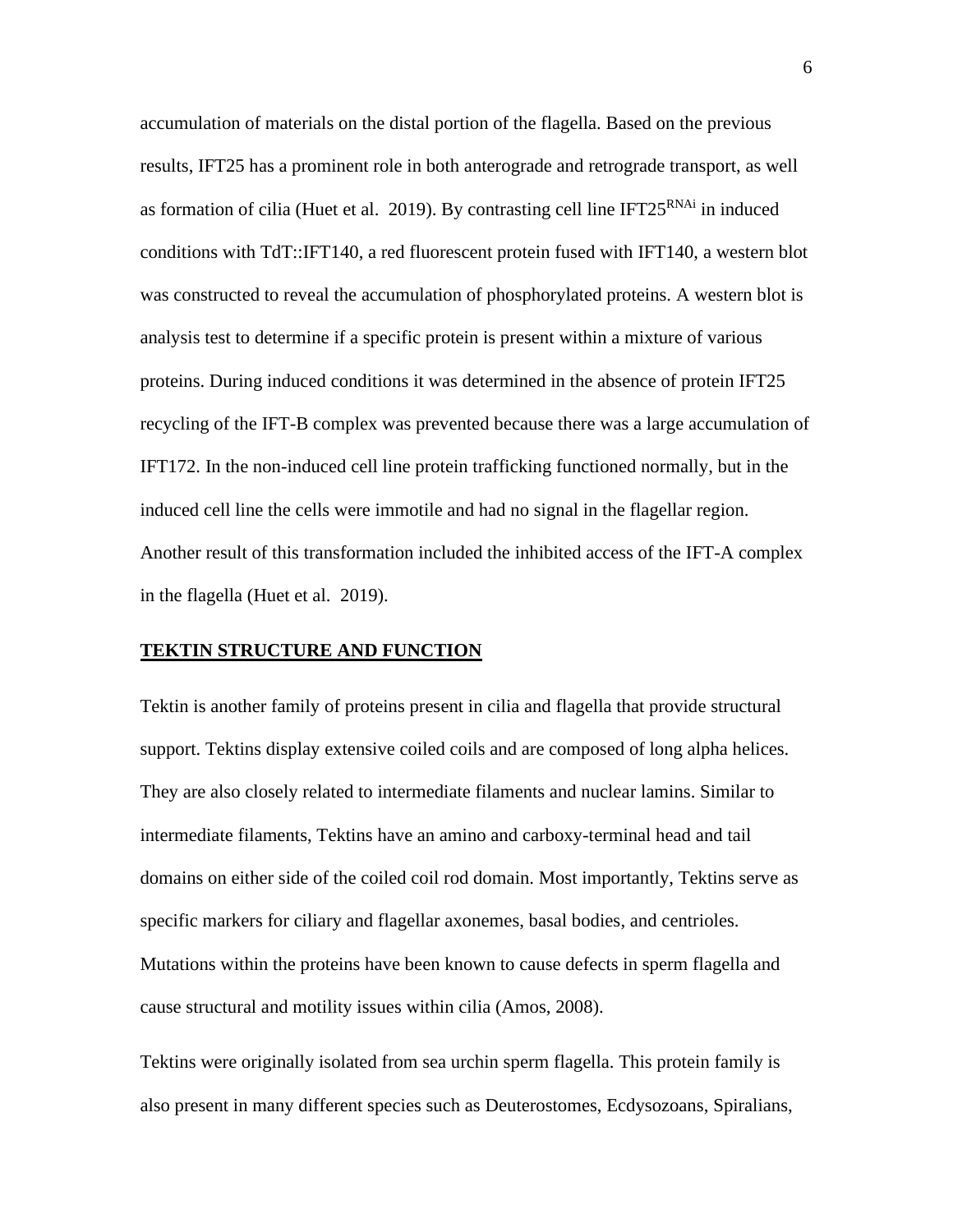accumulation of materials on the distal portion of the flagella. Based on the previous results, IFT25 has a prominent role in both anterograde and retrograde transport, as well as formation of cilia (Huet et al. 2019). By contrasting cell line IFT25$^{RNAi}$ in induced conditions with TdT::IFT140, a red fluorescent protein fused with IFT140, a western blot was constructed to reveal the accumulation of phosphorylated proteins. A western blot is analysis test to determine if a specific protein is present within a mixture of various proteins. During induced conditions it was determined in the absence of protein IFT25 recycling of the IFT-B complex was prevented because there was a large accumulation of IFT172. In the non-induced cell line protein trafficking functioned normally, but in the induced cell line the cells were immotile and had no signal in the flagellar region. Another result of this transformation included the inhibited access of the IFT-A complex in the flagella (Huet et al. 2019).

## TEKTIN STRUCTURE AND FUNCTION

Tektin is another family of proteins present in cilia and flagella that provide structural support. Tektins display extensive coiled coils and are composed of long alpha helices. They are also closely related to intermediate filaments and nuclear lamins. Similar to intermediate filaments, Tektins have an amino and carboxy-terminal head and tail domains on either side of the coiled coil rod domain. Most importantly, Tektins serve as specific markers for ciliary and flagellar axonemes, basal bodies, and centrioles. Mutations within the proteins have been known to cause defects in sperm flagella and cause structural and motility issues within cilia (Amos, 2008).

Tektins were originally isolated from sea urchin sperm flagella. This protein family is also present in many different species such as Deuterostomes, Ecdysozoans, Spiralians,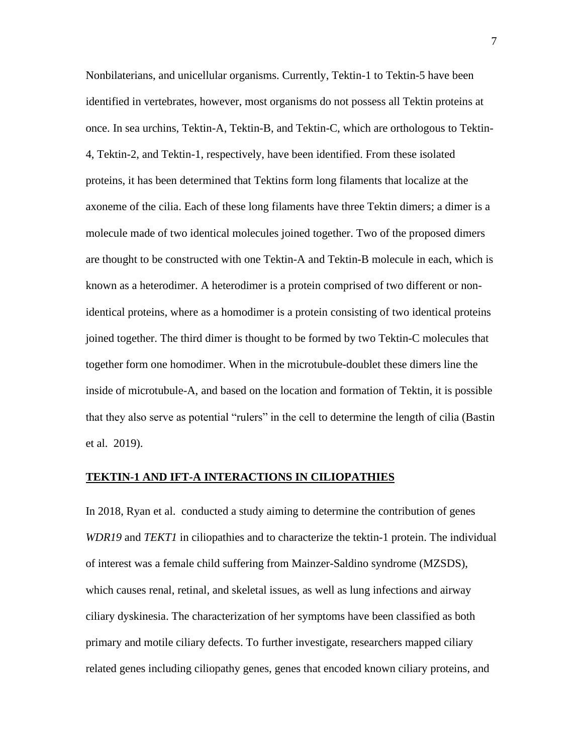Nonbilaterians, and unicellular organisms. Currently, Tektin-1 to Tektin-5 have been identified in vertebrates, however, most organisms do not possess all Tektin proteins at once. In sea urchins, Tektin-A, Tektin-B, and Tektin-C, which are orthologous to Tektin-4, Tektin-2, and Tektin-1, respectively, have been identified. From these isolated proteins, it has been determined that Tektins form long filaments that localize at the axoneme of the cilia. Each of these long filaments have three Tektin dimers; a dimer is a molecule made of two identical molecules joined together. Two of the proposed dimers are thought to be constructed with one Tektin-A and Tektin-B molecule in each, which is known as a heterodimer. A heterodimer is a protein comprised of two different or non-identical proteins, where as a homodimer is a protein consisting of two identical proteins joined together. The third dimer is thought to be formed by two Tektin-C molecules that together form one homodimer. When in the microtubule-doublet these dimers line the inside of microtubule-A, and based on the location and formation of Tektin, it is possible that they also serve as potential "rulers" in the cell to determine the length of cilia (Bastin et al.  2019).

## TEKTIN-1 AND IFT-A INTERACTIONS IN CILIOPATHIES

In 2018, Ryan et al.  conducted a study aiming to determine the contribution of genes *WDR19* and *TEKT1* in ciliopathies and to characterize the tektin-1 protein. The individual of interest was a female child suffering from Mainzer-Saldino syndrome (MZSDS), which causes renal, retinal, and skeletal issues, as well as lung infections and airway ciliary dyskinesia. The characterization of her symptoms have been classified as both primary and motile ciliary defects. To further investigate, researchers mapped ciliary related genes including ciliopathy genes, genes that encoded known ciliary proteins, and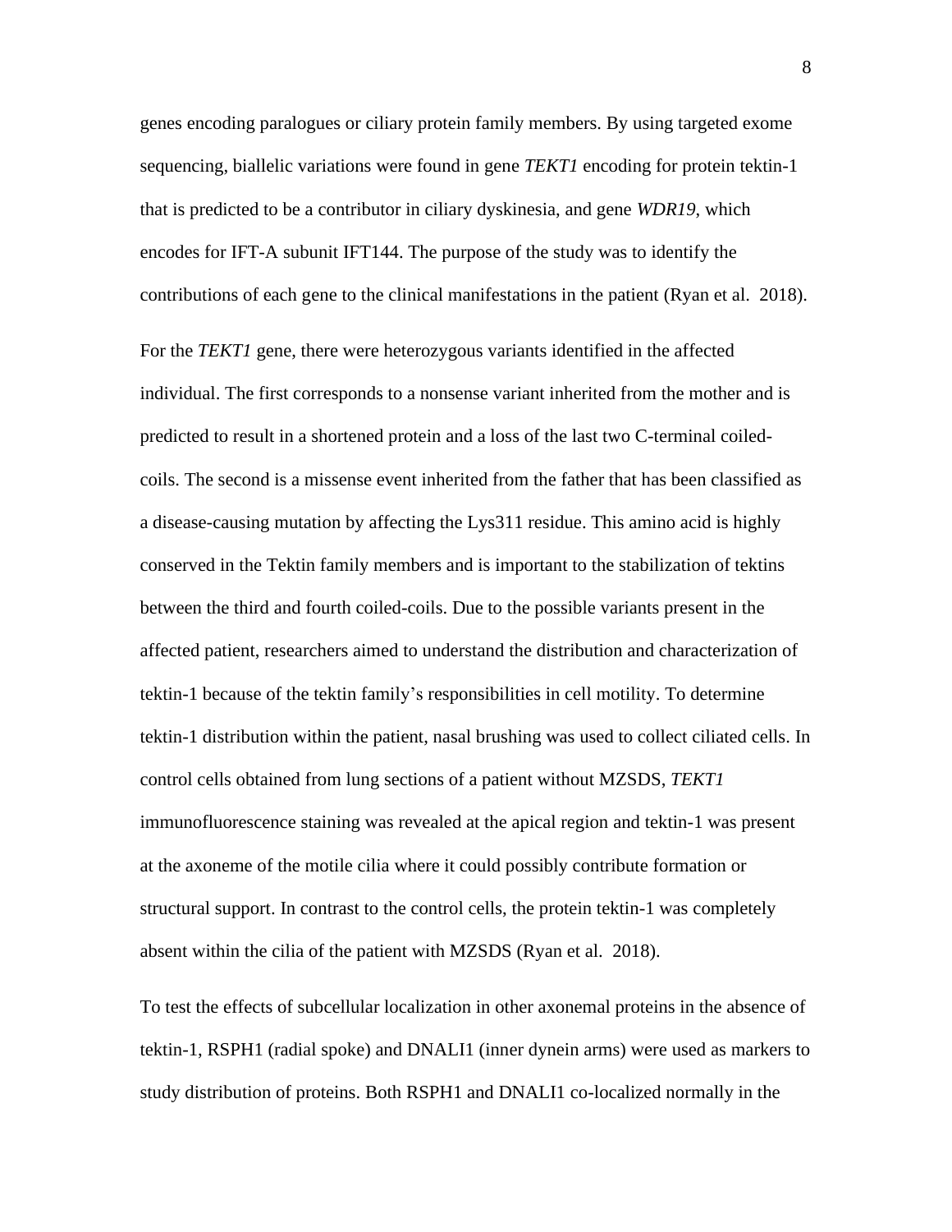genes encoding paralogues or ciliary protein family members. By using targeted exome sequencing, biallelic variations were found in gene *TEKT1* encoding for protein tektin-1 that is predicted to be a contributor in ciliary dyskinesia, and gene *WDR19*, which encodes for IFT-A subunit IFT144. The purpose of the study was to identify the contributions of each gene to the clinical manifestations in the patient (Ryan et al.  2018).

For the *TEKT1* gene, there were heterozygous variants identified in the affected individual. The first corresponds to a nonsense variant inherited from the mother and is predicted to result in a shortened protein and a loss of the last two C-terminal coiled-coils. The second is a missense event inherited from the father that has been classified as a disease-causing mutation by affecting the Lys311 residue. This amino acid is highly conserved in the Tektin family members and is important to the stabilization of tektins between the third and fourth coiled-coils. Due to the possible variants present in the affected patient, researchers aimed to understand the distribution and characterization of tektin-1 because of the tektin family's responsibilities in cell motility. To determine tektin-1 distribution within the patient, nasal brushing was used to collect ciliated cells. In control cells obtained from lung sections of a patient without MZSDS, *TEKT1* immunofluorescence staining was revealed at the apical region and tektin-1 was present at the axoneme of the motile cilia where it could possibly contribute formation or structural support. In contrast to the control cells, the protein tektin-1 was completely absent within the cilia of the patient with MZSDS (Ryan et al.  2018).

To test the effects of subcellular localization in other axonemal proteins in the absence of tektin-1, RSPH1 (radial spoke) and DNALI1 (inner dynein arms) were used as markers to study distribution of proteins. Both RSPH1 and DNALI1 co-localized normally in the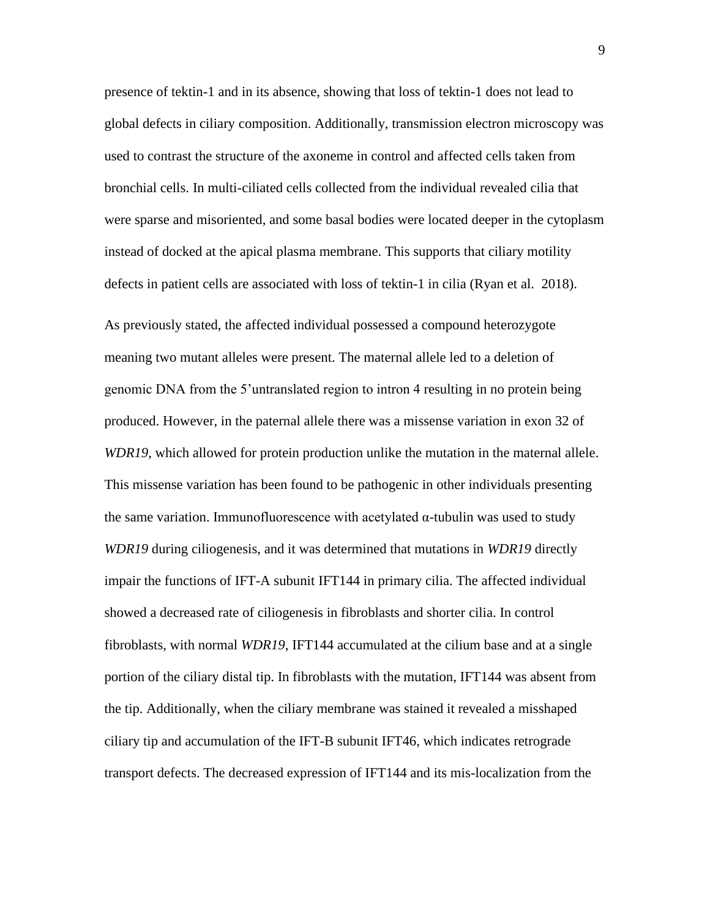presence of tektin-1 and in its absence, showing that loss of tektin-1 does not lead to global defects in ciliary composition. Additionally, transmission electron microscopy was used to contrast the structure of the axoneme in control and affected cells taken from bronchial cells. In multi-ciliated cells collected from the individual revealed cilia that were sparse and misoriented, and some basal bodies were located deeper in the cytoplasm instead of docked at the apical plasma membrane. This supports that ciliary motility defects in patient cells are associated with loss of tektin-1 in cilia (Ryan et al.  2018).

As previously stated, the affected individual possessed a compound heterozygote meaning two mutant alleles were present. The maternal allele led to a deletion of genomic DNA from the 5'untranslated region to intron 4 resulting in no protein being produced. However, in the paternal allele there was a missense variation in exon 32 of *WDR19*, which allowed for protein production unlike the mutation in the maternal allele. This missense variation has been found to be pathogenic in other individuals presenting the same variation. Immunofluorescence with acetylated α-tubulin was used to study *WDR19* during ciliogenesis, and it was determined that mutations in *WDR19* directly impair the functions of IFT-A subunit IFT144 in primary cilia. The affected individual showed a decreased rate of ciliogenesis in fibroblasts and shorter cilia. In control fibroblasts, with normal *WDR19*, IFT144 accumulated at the cilium base and at a single portion of the ciliary distal tip. In fibroblasts with the mutation, IFT144 was absent from the tip. Additionally, when the ciliary membrane was stained it revealed a misshaped ciliary tip and accumulation of the IFT-B subunit IFT46, which indicates retrograde transport defects. The decreased expression of IFT144 and its mis-localization from the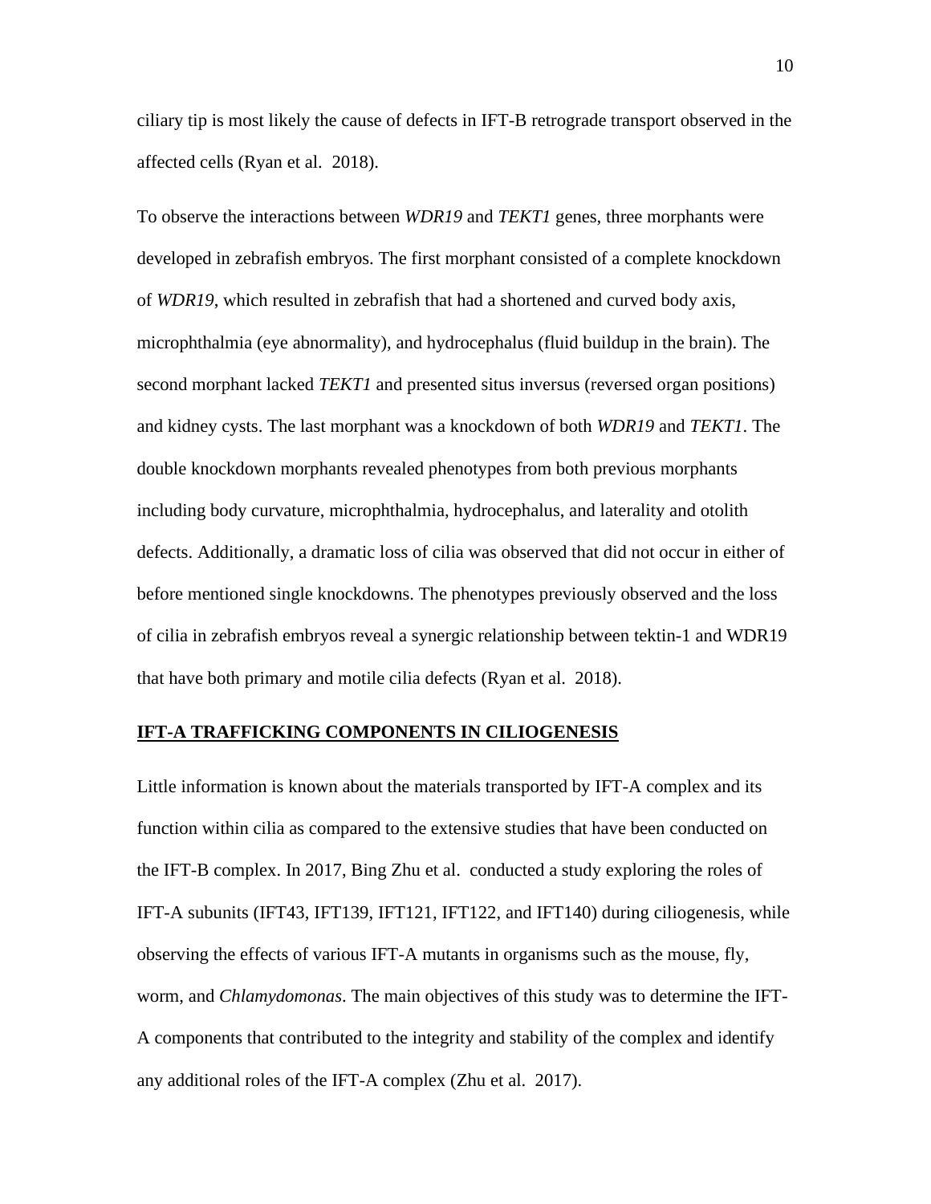ciliary tip is most likely the cause of defects in IFT-B retrograde transport observed in the affected cells (Ryan et al. 2018).

To observe the interactions between *WDR19* and *TEKT1* genes, three morphants were developed in zebrafish embryos. The first morphant consisted of a complete knockdown of *WDR19*, which resulted in zebrafish that had a shortened and curved body axis, microphthalmia (eye abnormality), and hydrocephalus (fluid buildup in the brain). The second morphant lacked *TEKT1* and presented situs inversus (reversed organ positions) and kidney cysts. The last morphant was a knockdown of both *WDR19* and *TEKT1*. The double knockdown morphants revealed phenotypes from both previous morphants including body curvature, microphthalmia, hydrocephalus, and laterality and otolith defects. Additionally, a dramatic loss of cilia was observed that did not occur in either of before mentioned single knockdowns. The phenotypes previously observed and the loss of cilia in zebrafish embryos reveal a synergic relationship between tektin-1 and WDR19 that have both primary and motile cilia defects (Ryan et al. 2018).

## IFT-A TRAFFICKING COMPONENTS IN CILIOGENESIS

Little information is known about the materials transported by IFT-A complex and its function within cilia as compared to the extensive studies that have been conducted on the IFT-B complex. In 2017, Bing Zhu et al. conducted a study exploring the roles of IFT-A subunits (IFT43, IFT139, IFT121, IFT122, and IFT140) during ciliogenesis, while observing the effects of various IFT-A mutants in organisms such as the mouse, fly, worm, and *Chlamydomonas*. The main objectives of this study was to determine the IFT-A components that contributed to the integrity and stability of the complex and identify any additional roles of the IFT-A complex (Zhu et al. 2017).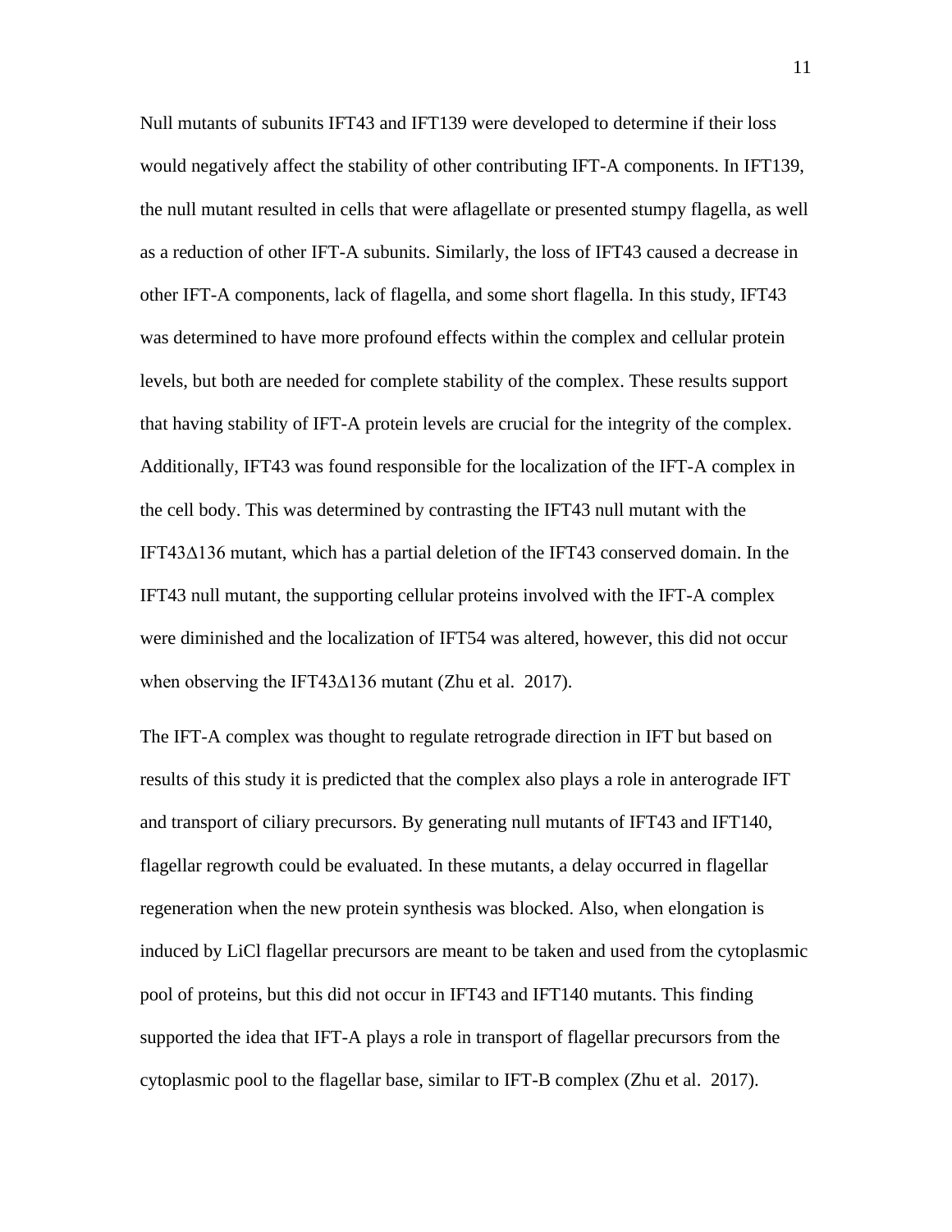Null mutants of subunits IFT43 and IFT139 were developed to determine if their loss would negatively affect the stability of other contributing IFT-A components. In IFT139, the null mutant resulted in cells that were aflagellate or presented stumpy flagella, as well as a reduction of other IFT-A subunits. Similarly, the loss of IFT43 caused a decrease in other IFT-A components, lack of flagella, and some short flagella. In this study, IFT43 was determined to have more profound effects within the complex and cellular protein levels, but both are needed for complete stability of the complex. These results support that having stability of IFT-A protein levels are crucial for the integrity of the complex. Additionally, IFT43 was found responsible for the localization of the IFT-A complex in the cell body. This was determined by contrasting the IFT43 null mutant with the IFT43Δ136 mutant, which has a partial deletion of the IFT43 conserved domain. In the IFT43 null mutant, the supporting cellular proteins involved with the IFT-A complex were diminished and the localization of IFT54 was altered, however, this did not occur when observing the IFT43Δ136 mutant (Zhu et al. 2017).

The IFT-A complex was thought to regulate retrograde direction in IFT but based on results of this study it is predicted that the complex also plays a role in anterograde IFT and transport of ciliary precursors. By generating null mutants of IFT43 and IFT140, flagellar regrowth could be evaluated. In these mutants, a delay occurred in flagellar regeneration when the new protein synthesis was blocked. Also, when elongation is induced by LiCl flagellar precursors are meant to be taken and used from the cytoplasmic pool of proteins, but this did not occur in IFT43 and IFT140 mutants. This finding supported the idea that IFT-A plays a role in transport of flagellar precursors from the cytoplasmic pool to the flagellar base, similar to IFT-B complex (Zhu et al. 2017).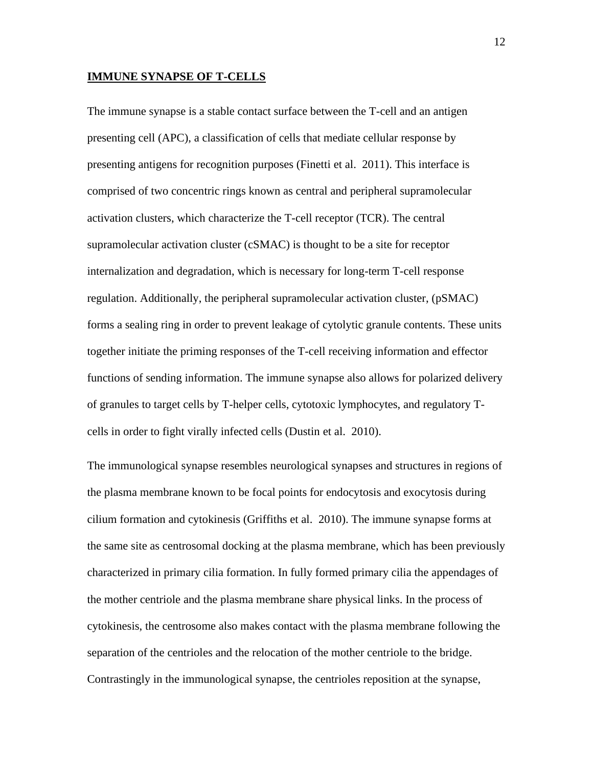**IMMUNE SYNAPSE OF T-CELLS**

The immune synapse is a stable contact surface between the T-cell and an antigen presenting cell (APC), a classification of cells that mediate cellular response by presenting antigens for recognition purposes (Finetti et al. 2011). This interface is comprised of two concentric rings known as central and peripheral supramolecular activation clusters, which characterize the T-cell receptor (TCR). The central supramolecular activation cluster (cSMAC) is thought to be a site for receptor internalization and degradation, which is necessary for long-term T-cell response regulation. Additionally, the peripheral supramolecular activation cluster, (pSMAC) forms a sealing ring in order to prevent leakage of cytolytic granule contents. These units together initiate the priming responses of the T-cell receiving information and effector functions of sending information. The immune synapse also allows for polarized delivery of granules to target cells by T-helper cells, cytotoxic lymphocytes, and regulatory T-cells in order to fight virally infected cells (Dustin et al. 2010).

The immunological synapse resembles neurological synapses and structures in regions of the plasma membrane known to be focal points for endocytosis and exocytosis during cilium formation and cytokinesis (Griffiths et al. 2010). The immune synapse forms at the same site as centrosomal docking at the plasma membrane, which has been previously characterized in primary cilia formation. In fully formed primary cilia the appendages of the mother centriole and the plasma membrane share physical links. In the process of cytokinesis, the centrosome also makes contact with the plasma membrane following the separation of the centrioles and the relocation of the mother centriole to the bridge. Contrastingly in the immunological synapse, the centrioles reposition at the synapse,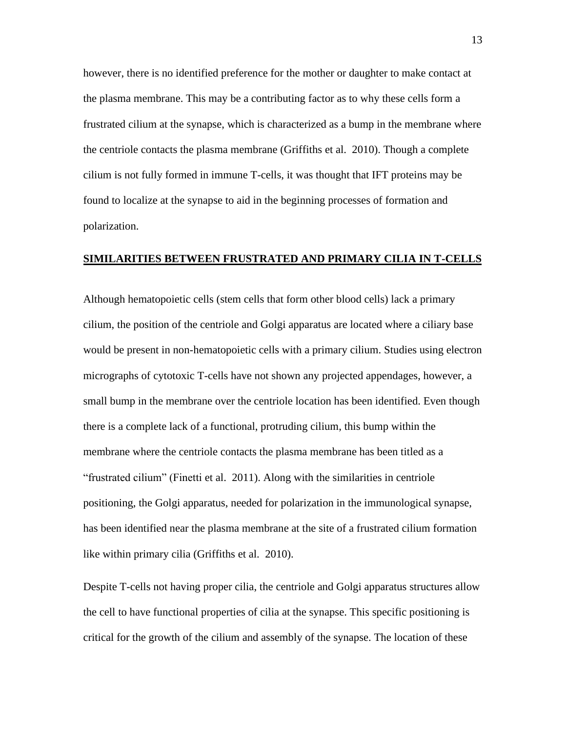however, there is no identified preference for the mother or daughter to make contact at the plasma membrane. This may be a contributing factor as to why these cells form a frustrated cilium at the synapse, which is characterized as a bump in the membrane where the centriole contacts the plasma membrane (Griffiths et al. 2010). Though a complete cilium is not fully formed in immune T-cells, it was thought that IFT proteins may be found to localize at the synapse to aid in the beginning processes of formation and polarization.

## SIMILARITIES BETWEEN FRUSTRATED AND PRIMARY CILIA IN T-CELLS

Although hematopoietic cells (stem cells that form other blood cells) lack a primary cilium, the position of the centriole and Golgi apparatus are located where a ciliary base would be present in non-hematopoietic cells with a primary cilium. Studies using electron micrographs of cytotoxic T-cells have not shown any projected appendages, however, a small bump in the membrane over the centriole location has been identified. Even though there is a complete lack of a functional, protruding cilium, this bump within the membrane where the centriole contacts the plasma membrane has been titled as a "frustrated cilium" (Finetti et al. 2011). Along with the similarities in centriole positioning, the Golgi apparatus, needed for polarization in the immunological synapse, has been identified near the plasma membrane at the site of a frustrated cilium formation like within primary cilia (Griffiths et al. 2010).

Despite T-cells not having proper cilia, the centriole and Golgi apparatus structures allow the cell to have functional properties of cilia at the synapse. This specific positioning is critical for the growth of the cilium and assembly of the synapse. The location of these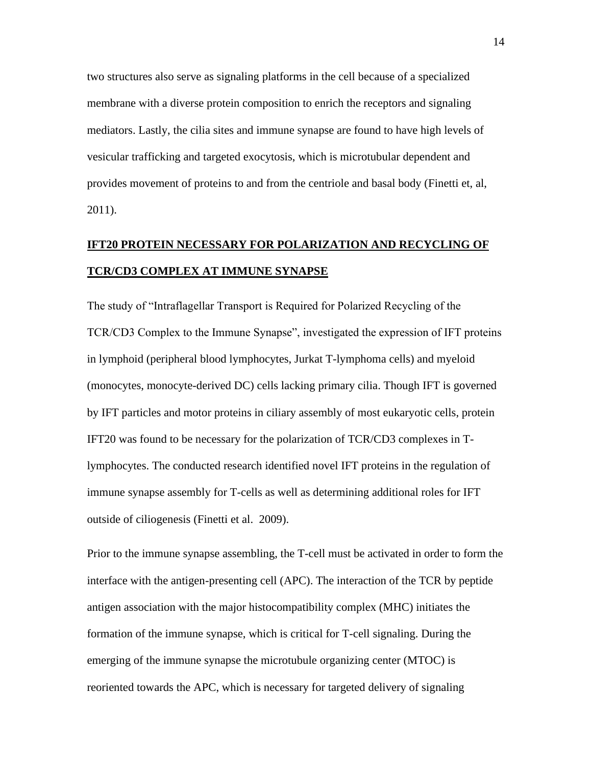two structures also serve as signaling platforms in the cell because of a specialized membrane with a diverse protein composition to enrich the receptors and signaling mediators. Lastly, the cilia sites and immune synapse are found to have high levels of vesicular trafficking and targeted exocytosis, which is microtubular dependent and provides movement of proteins to and from the centriole and basal body (Finetti et, al, 2011).

## **IFT20 PROTEIN NECESSARY FOR POLARIZATION AND RECYCLING OF TCR/CD3 COMPLEX AT IMMUNE SYNAPSE**

The study of "Intraflagellar Transport is Required for Polarized Recycling of the TCR/CD3 Complex to the Immune Synapse", investigated the expression of IFT proteins in lymphoid (peripheral blood lymphocytes, Jurkat T-lymphoma cells) and myeloid (monocytes, monocyte-derived DC) cells lacking primary cilia. Though IFT is governed by IFT particles and motor proteins in ciliary assembly of most eukaryotic cells, protein IFT20 was found to be necessary for the polarization of TCR/CD3 complexes in T-lymphocytes. The conducted research identified novel IFT proteins in the regulation of immune synapse assembly for T-cells as well as determining additional roles for IFT outside of ciliogenesis (Finetti et al. 2009).

Prior to the immune synapse assembling, the T-cell must be activated in order to form the interface with the antigen-presenting cell (APC). The interaction of the TCR by peptide antigen association with the major histocompatibility complex (MHC) initiates the formation of the immune synapse, which is critical for T-cell signaling. During the emerging of the immune synapse the microtubule organizing center (MTOC) is reoriented towards the APC, which is necessary for targeted delivery of signaling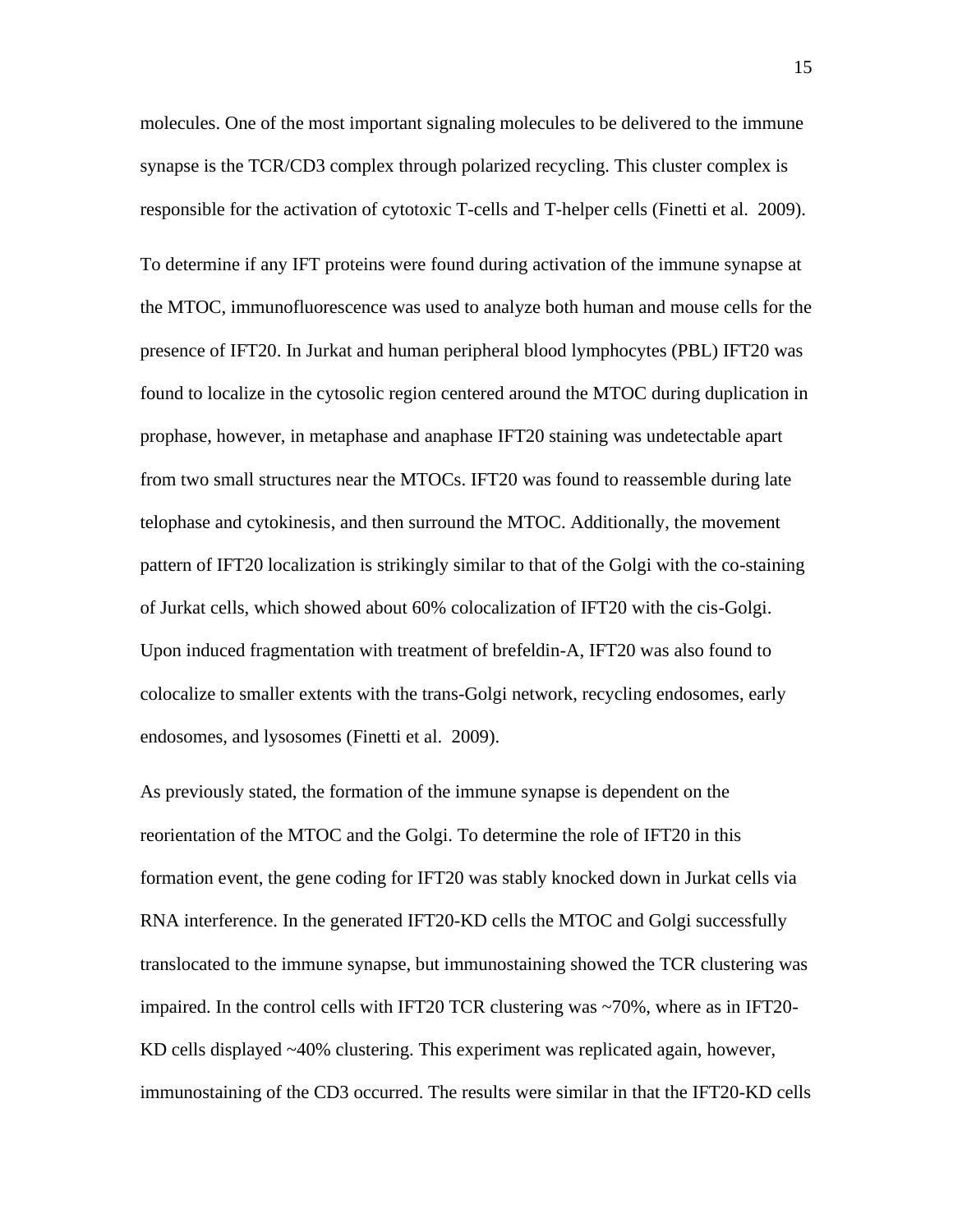molecules. One of the most important signaling molecules to be delivered to the immune synapse is the TCR/CD3 complex through polarized recycling. This cluster complex is responsible for the activation of cytotoxic T-cells and T-helper cells (Finetti et al. 2009).

To determine if any IFT proteins were found during activation of the immune synapse at the MTOC, immunofluorescence was used to analyze both human and mouse cells for the presence of IFT20. In Jurkat and human peripheral blood lymphocytes (PBL) IFT20 was found to localize in the cytosolic region centered around the MTOC during duplication in prophase, however, in metaphase and anaphase IFT20 staining was undetectable apart from two small structures near the MTOCs. IFT20 was found to reassemble during late telophase and cytokinesis, and then surround the MTOC. Additionally, the movement pattern of IFT20 localization is strikingly similar to that of the Golgi with the co-staining of Jurkat cells, which showed about 60% colocalization of IFT20 with the cis-Golgi. Upon induced fragmentation with treatment of brefeldin-A, IFT20 was also found to colocalize to smaller extents with the trans-Golgi network, recycling endosomes, early endosomes, and lysosomes (Finetti et al. 2009).

As previously stated, the formation of the immune synapse is dependent on the reorientation of the MTOC and the Golgi. To determine the role of IFT20 in this formation event, the gene coding for IFT20 was stably knocked down in Jurkat cells via RNA interference. In the generated IFT20-KD cells the MTOC and Golgi successfully translocated to the immune synapse, but immunostaining showed the TCR clustering was impaired. In the control cells with IFT20 TCR clustering was ~70%, where as in IFT20-KD cells displayed ~40% clustering. This experiment was replicated again, however, immunostaining of the CD3 occurred. The results were similar in that the IFT20-KD cells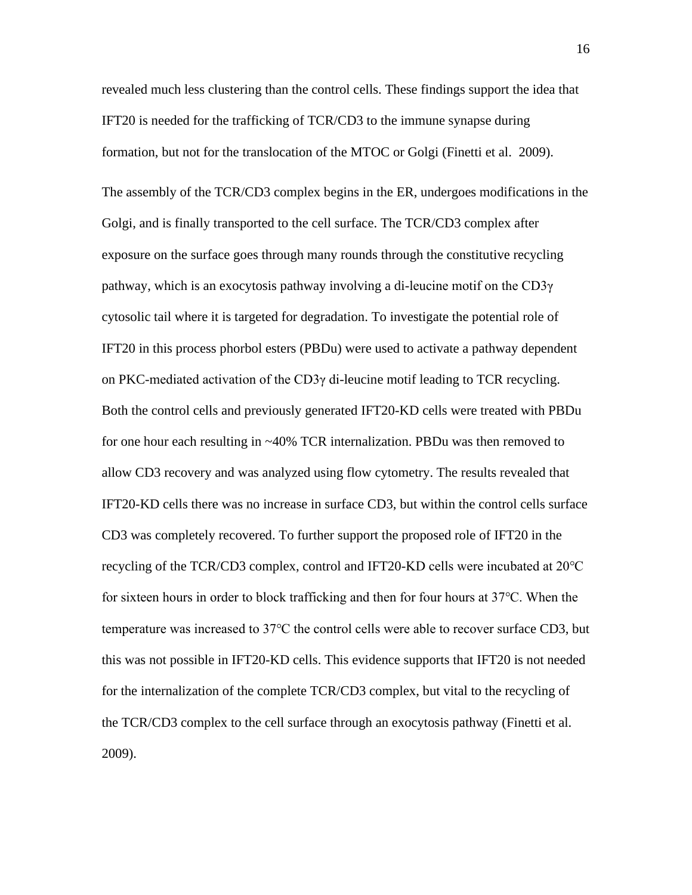revealed much less clustering than the control cells. These findings support the idea that IFT20 is needed for the trafficking of TCR/CD3 to the immune synapse during formation, but not for the translocation of the MTOC or Golgi (Finetti et al. 2009).

The assembly of the TCR/CD3 complex begins in the ER, undergoes modifications in the Golgi, and is finally transported to the cell surface. The TCR/CD3 complex after exposure on the surface goes through many rounds through the constitutive recycling pathway, which is an exocytosis pathway involving a di-leucine motif on the CD3γ cytosolic tail where it is targeted for degradation. To investigate the potential role of IFT20 in this process phorbol esters (PBDu) were used to activate a pathway dependent on PKC-mediated activation of the CD3γ di-leucine motif leading to TCR recycling. Both the control cells and previously generated IFT20-KD cells were treated with PBDu for one hour each resulting in ~40% TCR internalization. PBDu was then removed to allow CD3 recovery and was analyzed using flow cytometry. The results revealed that IFT20-KD cells there was no increase in surface CD3, but within the control cells surface CD3 was completely recovered. To further support the proposed role of IFT20 in the recycling of the TCR/CD3 complex, control and IFT20-KD cells were incubated at 20℃ for sixteen hours in order to block trafficking and then for four hours at 37℃. When the temperature was increased to 37℃ the control cells were able to recover surface CD3, but this was not possible in IFT20-KD cells. This evidence supports that IFT20 is not needed for the internalization of the complete TCR/CD3 complex, but vital to the recycling of the TCR/CD3 complex to the cell surface through an exocytosis pathway (Finetti et al. 2009).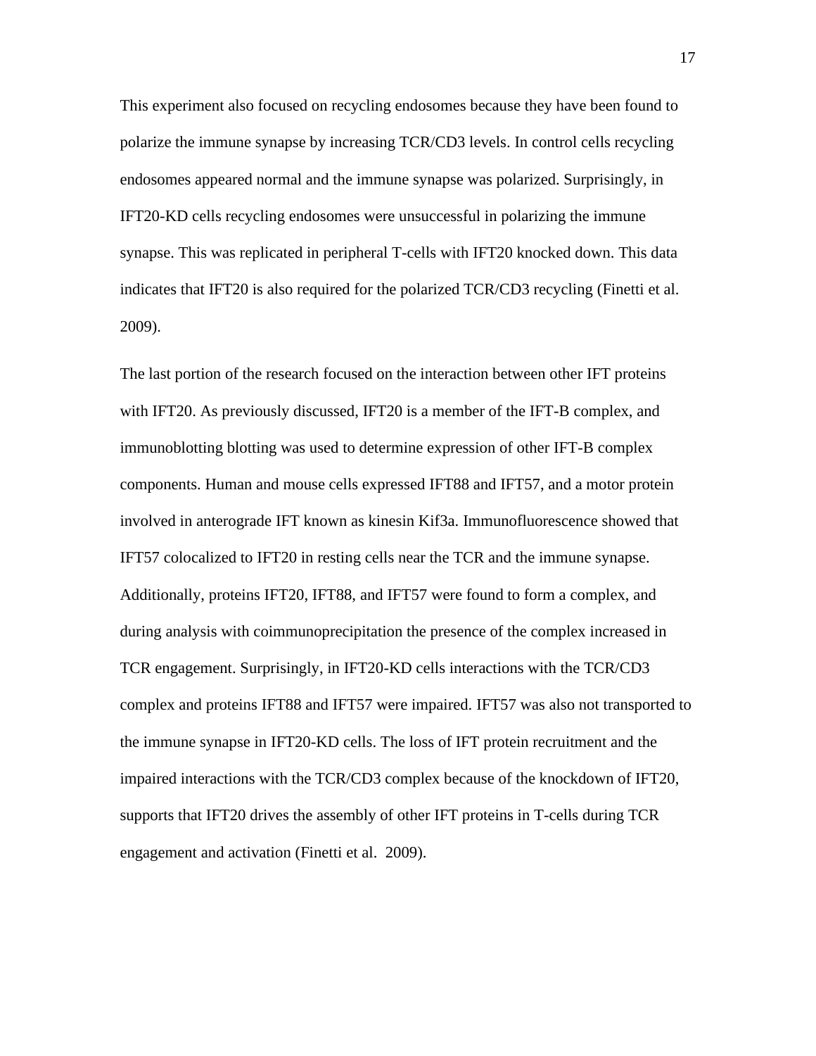This experiment also focused on recycling endosomes because they have been found to polarize the immune synapse by increasing TCR/CD3 levels. In control cells recycling endosomes appeared normal and the immune synapse was polarized. Surprisingly, in IFT20-KD cells recycling endosomes were unsuccessful in polarizing the immune synapse. This was replicated in peripheral T-cells with IFT20 knocked down. This data indicates that IFT20 is also required for the polarized TCR/CD3 recycling (Finetti et al. 2009).

The last portion of the research focused on the interaction between other IFT proteins with IFT20. As previously discussed, IFT20 is a member of the IFT-B complex, and immunoblotting blotting was used to determine expression of other IFT-B complex components. Human and mouse cells expressed IFT88 and IFT57, and a motor protein involved in anterograde IFT known as kinesin Kif3a. Immunofluorescence showed that IFT57 colocalized to IFT20 in resting cells near the TCR and the immune synapse. Additionally, proteins IFT20, IFT88, and IFT57 were found to form a complex, and during analysis with coimmunoprecipitation the presence of the complex increased in TCR engagement. Surprisingly, in IFT20-KD cells interactions with the TCR/CD3 complex and proteins IFT88 and IFT57 were impaired. IFT57 was also not transported to the immune synapse in IFT20-KD cells. The loss of IFT protein recruitment and the impaired interactions with the TCR/CD3 complex because of the knockdown of IFT20, supports that IFT20 drives the assembly of other IFT proteins in T-cells during TCR engagement and activation (Finetti et al. 2009).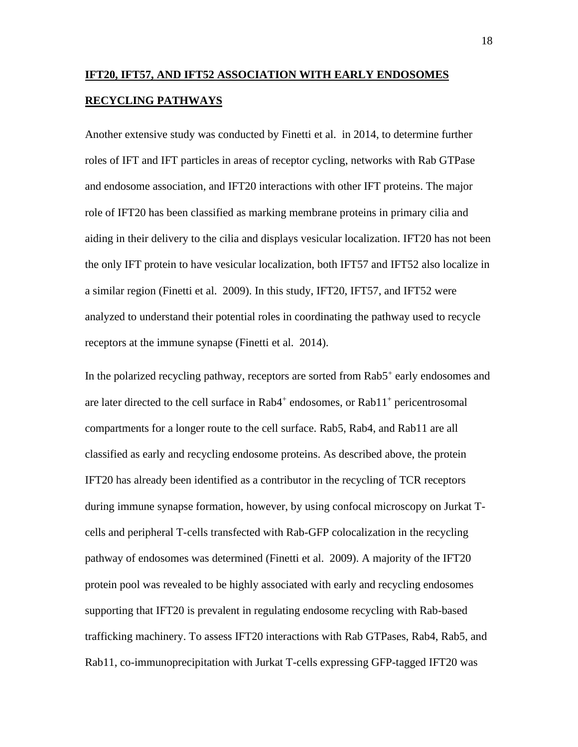## IFT20, IFT57, AND IFT52 ASSOCIATION WITH EARLY ENDOSOMES RECYCLING PATHWAYS

Another extensive study was conducted by Finetti et al. in 2014, to determine further roles of IFT and IFT particles in areas of receptor cycling, networks with Rab GTPase and endosome association, and IFT20 interactions with other IFT proteins. The major role of IFT20 has been classified as marking membrane proteins in primary cilia and aiding in their delivery to the cilia and displays vesicular localization. IFT20 has not been the only IFT protein to have vesicular localization, both IFT57 and IFT52 also localize in a similar region (Finetti et al. 2009). In this study, IFT20, IFT57, and IFT52 were analyzed to understand their potential roles in coordinating the pathway used to recycle receptors at the immune synapse (Finetti et al. 2014).

In the polarized recycling pathway, receptors are sorted from $Rab5^{+}$ early endosomes and are later directed to the cell surface in $Rab4^{+}$ endosomes, or $Rab11^{+}$ pericentrosomal compartments for a longer route to the cell surface. Rab5, Rab4, and Rab11 are all classified as early and recycling endosome proteins. As described above, the protein IFT20 has already been identified as a contributor in the recycling of TCR receptors during immune synapse formation, however, by using confocal microscopy on Jurkat T-cells and peripheral T-cells transfected with Rab-GFP colocalization in the recycling pathway of endosomes was determined (Finetti et al. 2009). A majority of the IFT20 protein pool was revealed to be highly associated with early and recycling endosomes supporting that IFT20 is prevalent in regulating endosome recycling with Rab-based trafficking machinery. To assess IFT20 interactions with Rab GTPases, Rab4, Rab5, and Rab11, co-immunoprecipitation with Jurkat T-cells expressing GFP-tagged IFT20 was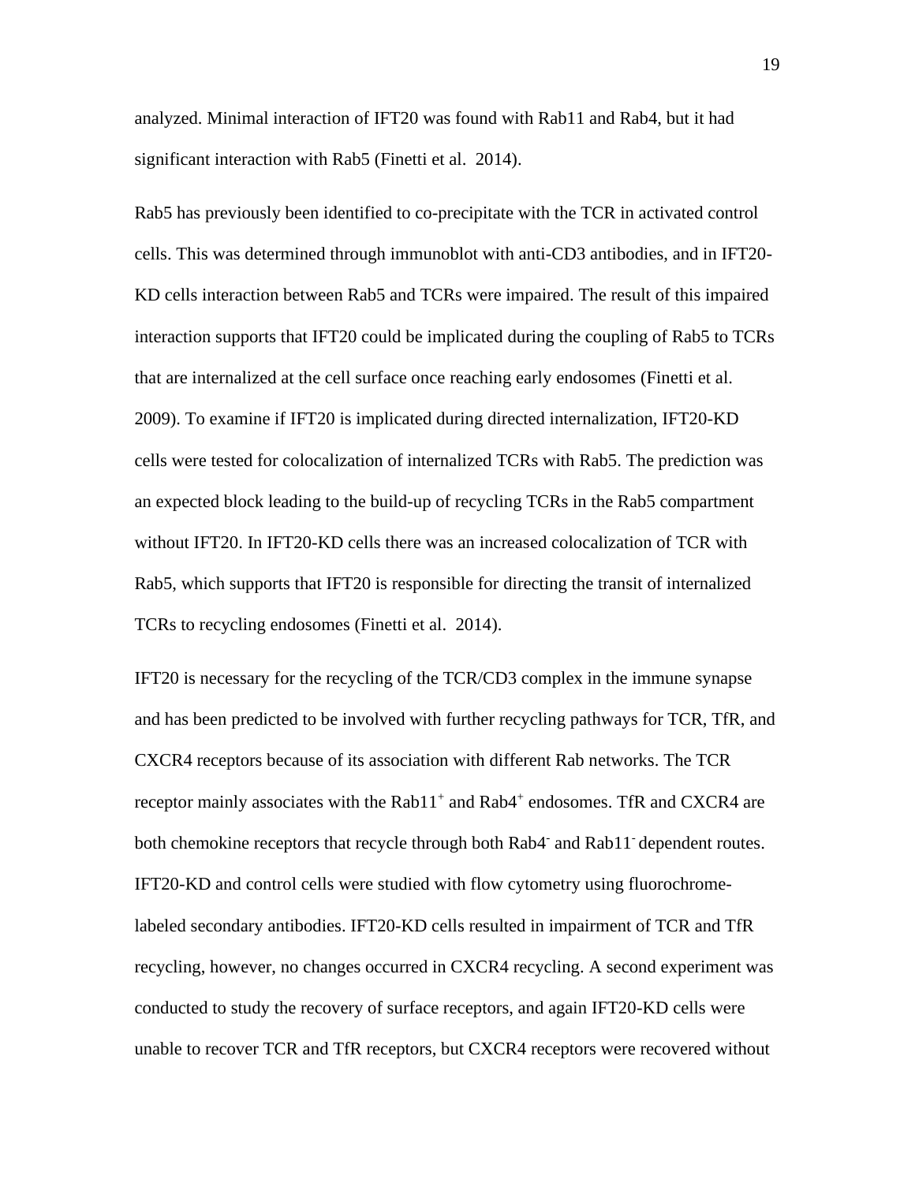analyzed. Minimal interaction of IFT20 was found with Rab11 and Rab4, but it had significant interaction with Rab5 (Finetti et al. 2014).

Rab5 has previously been identified to co-precipitate with the TCR in activated control cells. This was determined through immunoblot with anti-CD3 antibodies, and in IFT20-KD cells interaction between Rab5 and TCRs were impaired. The result of this impaired interaction supports that IFT20 could be implicated during the coupling of Rab5 to TCRs that are internalized at the cell surface once reaching early endosomes (Finetti et al. 2009). To examine if IFT20 is implicated during directed internalization, IFT20-KD cells were tested for colocalization of internalized TCRs with Rab5. The prediction was an expected block leading to the build-up of recycling TCRs in the Rab5 compartment without IFT20. In IFT20-KD cells there was an increased colocalization of TCR with Rab5, which supports that IFT20 is responsible for directing the transit of internalized TCRs to recycling endosomes (Finetti et al. 2014).

IFT20 is necessary for the recycling of the TCR/CD3 complex in the immune synapse and has been predicted to be involved with further recycling pathways for TCR, TfR, and CXCR4 receptors because of its association with different Rab networks. The TCR receptor mainly associates with the $Rab11^{+}$ and $Rab4^{+}$ endosomes. TfR and CXCR4 are both chemokine receptors that recycle through both $Rab4^{-}$ and $Rab11^{-}$ dependent routes. IFT20-KD and control cells were studied with flow cytometry using fluorochrome-labeled secondary antibodies. IFT20-KD cells resulted in impairment of TCR and TfR recycling, however, no changes occurred in CXCR4 recycling. A second experiment was conducted to study the recovery of surface receptors, and again IFT20-KD cells were unable to recover TCR and TfR receptors, but CXCR4 receptors were recovered without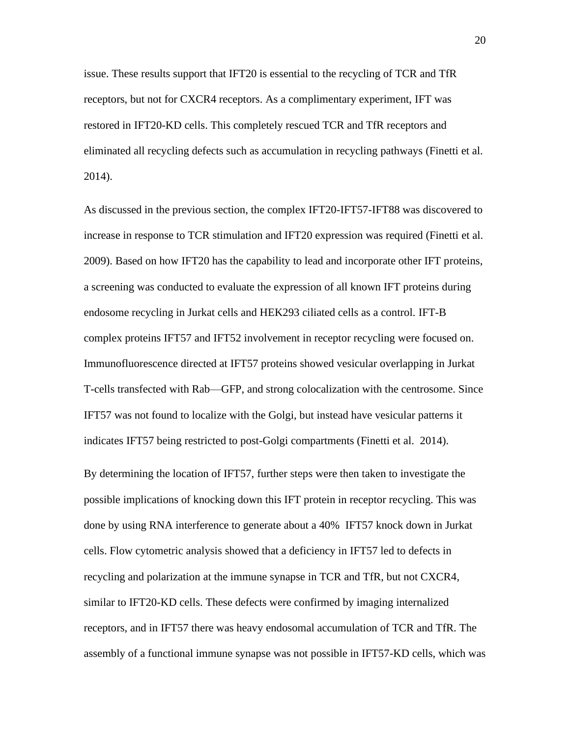issue. These results support that IFT20 is essential to the recycling of TCR and TfR receptors, but not for CXCR4 receptors. As a complimentary experiment, IFT was restored in IFT20-KD cells. This completely rescued TCR and TfR receptors and eliminated all recycling defects such as accumulation in recycling pathways (Finetti et al. 2014).

As discussed in the previous section, the complex IFT20-IFT57-IFT88 was discovered to increase in response to TCR stimulation and IFT20 expression was required (Finetti et al. 2009). Based on how IFT20 has the capability to lead and incorporate other IFT proteins, a screening was conducted to evaluate the expression of all known IFT proteins during endosome recycling in Jurkat cells and HEK293 ciliated cells as a control. IFT-B complex proteins IFT57 and IFT52 involvement in receptor recycling were focused on. Immunofluorescence directed at IFT57 proteins showed vesicular overlapping in Jurkat T-cells transfected with Rab—GFP, and strong colocalization with the centrosome. Since IFT57 was not found to localize with the Golgi, but instead have vesicular patterns it indicates IFT57 being restricted to post-Golgi compartments (Finetti et al. 2014).

By determining the location of IFT57, further steps were then taken to investigate the possible implications of knocking down this IFT protein in receptor recycling. This was done by using RNA interference to generate about a 40% IFT57 knock down in Jurkat cells. Flow cytometric analysis showed that a deficiency in IFT57 led to defects in recycling and polarization at the immune synapse in TCR and TfR, but not CXCR4, similar to IFT20-KD cells. These defects were confirmed by imaging internalized receptors, and in IFT57 there was heavy endosomal accumulation of TCR and TfR. The assembly of a functional immune synapse was not possible in IFT57-KD cells, which was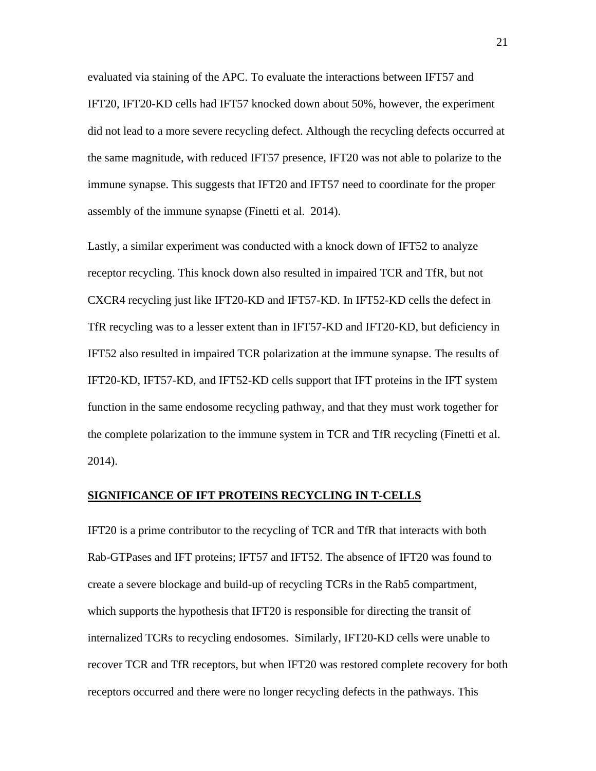evaluated via staining of the APC. To evaluate the interactions between IFT57 and IFT20, IFT20-KD cells had IFT57 knocked down about 50%, however, the experiment did not lead to a more severe recycling defect. Although the recycling defects occurred at the same magnitude, with reduced IFT57 presence, IFT20 was not able to polarize to the immune synapse. This suggests that IFT20 and IFT57 need to coordinate for the proper assembly of the immune synapse (Finetti et al. 2014).

Lastly, a similar experiment was conducted with a knock down of IFT52 to analyze receptor recycling. This knock down also resulted in impaired TCR and TfR, but not CXCR4 recycling just like IFT20-KD and IFT57-KD. In IFT52-KD cells the defect in TfR recycling was to a lesser extent than in IFT57-KD and IFT20-KD, but deficiency in IFT52 also resulted in impaired TCR polarization at the immune synapse. The results of IFT20-KD, IFT57-KD, and IFT52-KD cells support that IFT proteins in the IFT system function in the same endosome recycling pathway, and that they must work together for the complete polarization to the immune system in TCR and TfR recycling (Finetti et al. 2014).

## SIGNIFICANCE OF IFT PROTEINS RECYCLING IN T-CELLS

IFT20 is a prime contributor to the recycling of TCR and TfR that interacts with both Rab-GTPases and IFT proteins; IFT57 and IFT52. The absence of IFT20 was found to create a severe blockage and build-up of recycling TCRs in the Rab5 compartment, which supports the hypothesis that IFT20 is responsible for directing the transit of internalized TCRs to recycling endosomes. Similarly, IFT20-KD cells were unable to recover TCR and TfR receptors, but when IFT20 was restored complete recovery for both receptors occurred and there were no longer recycling defects in the pathways. This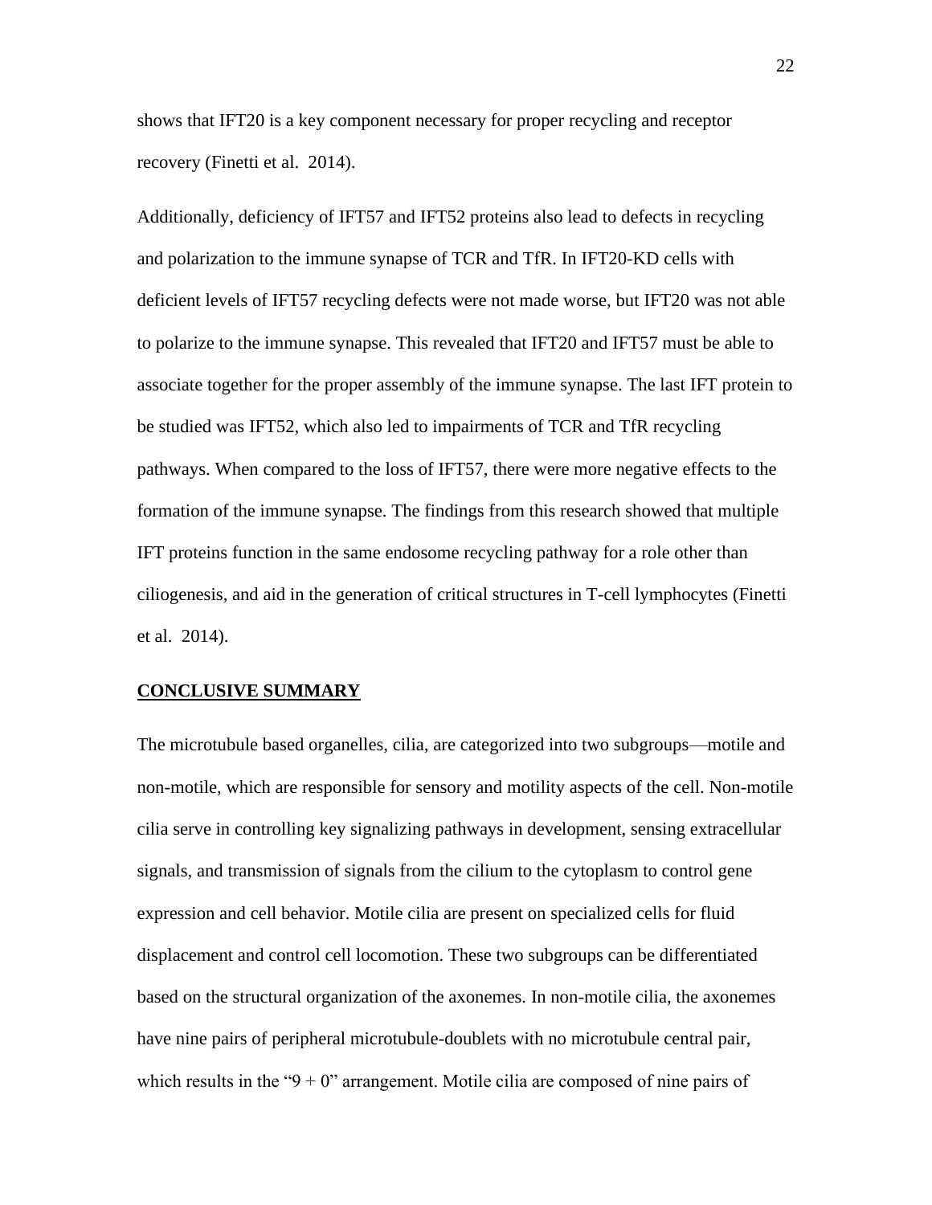shows that IFT20 is a key component necessary for proper recycling and receptor recovery (Finetti et al. 2014).

Additionally, deficiency of IFT57 and IFT52 proteins also lead to defects in recycling and polarization to the immune synapse of TCR and TfR. In IFT20-KD cells with deficient levels of IFT57 recycling defects were not made worse, but IFT20 was not able to polarize to the immune synapse. This revealed that IFT20 and IFT57 must be able to associate together for the proper assembly of the immune synapse. The last IFT protein to be studied was IFT52, which also led to impairments of TCR and TfR recycling pathways. When compared to the loss of IFT57, there were more negative effects to the formation of the immune synapse. The findings from this research showed that multiple IFT proteins function in the same endosome recycling pathway for a role other than ciliogenesis, and aid in the generation of critical structures in T-cell lymphocytes (Finetti et al. 2014).

## <u>**CONCLUSIVE SUMMARY**</u>

The microtubule based organelles, cilia, are categorized into two subgroups—motile and non-motile, which are responsible for sensory and motility aspects of the cell. Non-motile cilia serve in controlling key signalizing pathways in development, sensing extracellular signals, and transmission of signals from the cilium to the cytoplasm to control gene expression and cell behavior. Motile cilia are present on specialized cells for fluid displacement and control cell locomotion. These two subgroups can be differentiated based on the structural organization of the axonemes. In non-motile cilia, the axonemes have nine pairs of peripheral microtubule-doublets with no microtubule central pair, which results in the "9 + 0" arrangement. Motile cilia are composed of nine pairs of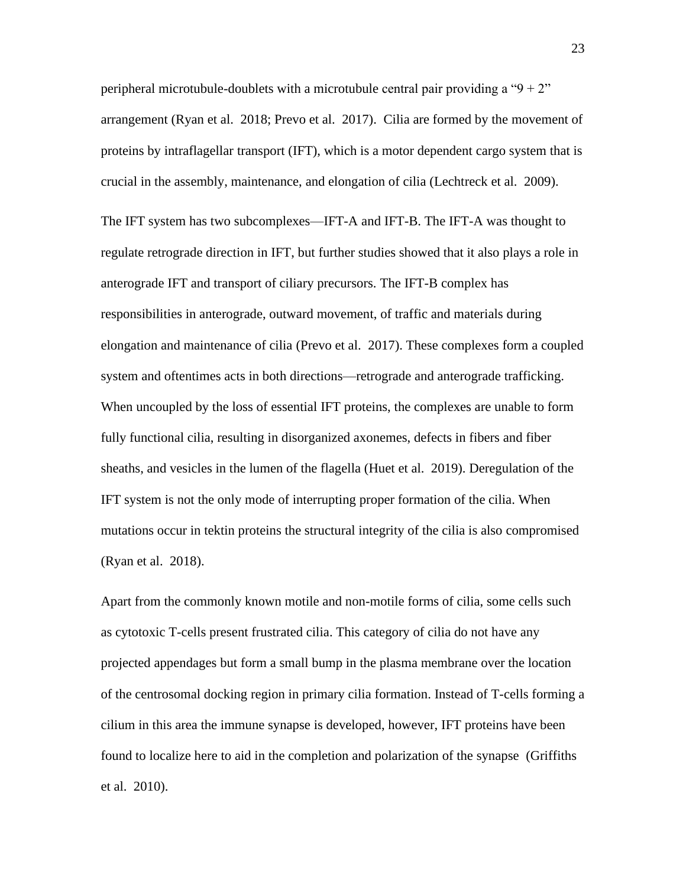peripheral microtubule-doublets with a microtubule central pair providing a "9 + 2" arrangement (Ryan et al. 2018; Prevo et al. 2017). Cilia are formed by the movement of proteins by intraflagellar transport (IFT), which is a motor dependent cargo system that is crucial in the assembly, maintenance, and elongation of cilia (Lechtreck et al. 2009).

The IFT system has two subcomplexes—IFT-A and IFT-B. The IFT-A was thought to regulate retrograde direction in IFT, but further studies showed that it also plays a role in anterograde IFT and transport of ciliary precursors. The IFT-B complex has responsibilities in anterograde, outward movement, of traffic and materials during elongation and maintenance of cilia (Prevo et al. 2017). These complexes form a coupled system and oftentimes acts in both directions—retrograde and anterograde trafficking. When uncoupled by the loss of essential IFT proteins, the complexes are unable to form fully functional cilia, resulting in disorganized axonemes, defects in fibers and fiber sheaths, and vesicles in the lumen of the flagella (Huet et al. 2019). Deregulation of the IFT system is not the only mode of interrupting proper formation of the cilia. When mutations occur in tektin proteins the structural integrity of the cilia is also compromised (Ryan et al. 2018).

Apart from the commonly known motile and non-motile forms of cilia, some cells such as cytotoxic T-cells present frustrated cilia. This category of cilia do not have any projected appendages but form a small bump in the plasma membrane over the location of the centrosomal docking region in primary cilia formation. Instead of T-cells forming a cilium in this area the immune synapse is developed, however, IFT proteins have been found to localize here to aid in the completion and polarization of the synapse (Griffiths et al. 2010).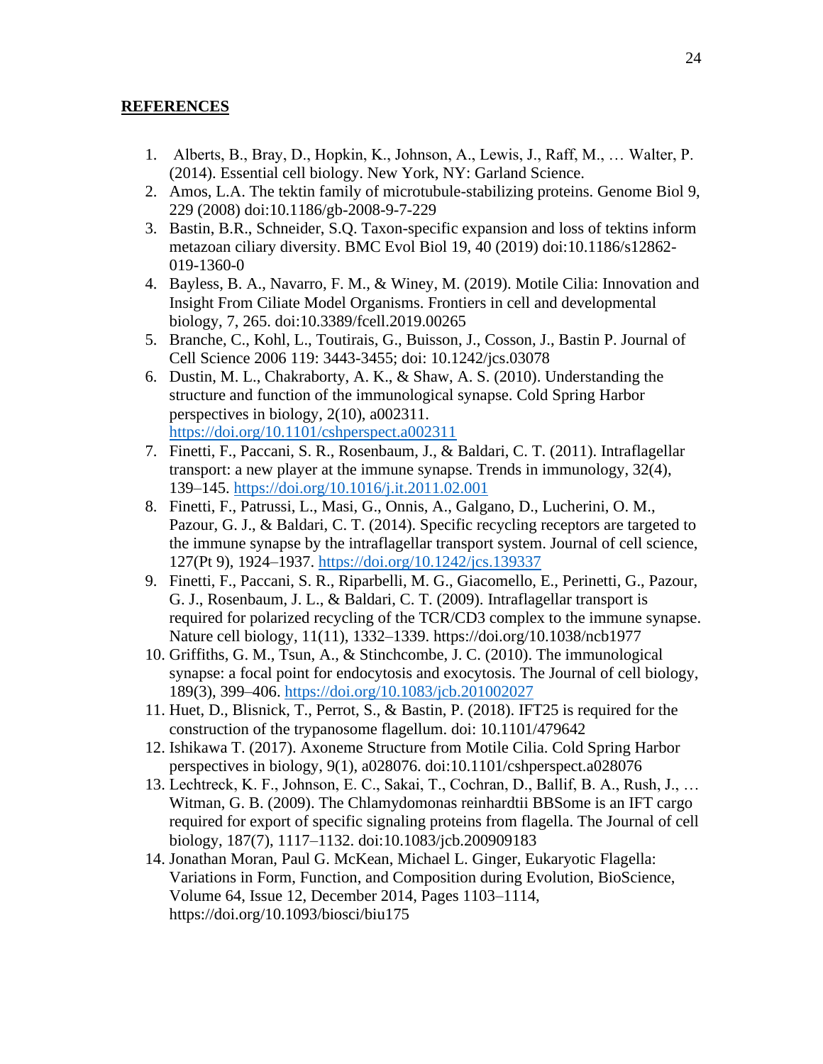## **REFERENCES**

1. Alberts, B., Bray, D., Hopkin, K., Johnson, A., Lewis, J., Raff, M., … Walter, P. (2014). Essential cell biology. New York, NY: Garland Science.
2. Amos, L.A. The tektin family of microtubule-stabilizing proteins. Genome Biol 9, 229 (2008) doi:10.1186/gb-2008-9-7-229
3. Bastin, B.R., Schneider, S.Q. Taxon-specific expansion and loss of tektins inform metazoan ciliary diversity. BMC Evol Biol 19, 40 (2019) doi:10.1186/s12862-019-1360-0
4. Bayless, B. A., Navarro, F. M., & Winey, M. (2019). Motile Cilia: Innovation and Insight From Ciliate Model Organisms. Frontiers in cell and developmental biology, 7, 265. doi:10.3389/fcell.2019.00265
5. Branche, C., Kohl, L., Toutirais, G., Buisson, J., Cosson, J., Bastin P. Journal of Cell Science 2006 119: 3443-3455; doi: 10.1242/jcs.03078
6. Dustin, M. L., Chakraborty, A. K., & Shaw, A. S. (2010). Understanding the structure and function of the immunological synapse. Cold Spring Harbor perspectives in biology, 2(10), a002311. https://doi.org/10.1101/cshperspect.a002311
7. Finetti, F., Paccani, S. R., Rosenbaum, J., & Baldari, C. T. (2011). Intraflagellar transport: a new player at the immune synapse. Trends in immunology, 32(4), 139–145. https://doi.org/10.1016/j.it.2011.02.001
8. Finetti, F., Patrussi, L., Masi, G., Onnis, A., Galgano, D., Lucherini, O. M., Pazour, G. J., & Baldari, C. T. (2014). Specific recycling receptors are targeted to the immune synapse by the intraflagellar transport system. Journal of cell science, 127(Pt 9), 1924–1937. https://doi.org/10.1242/jcs.139337
9. Finetti, F., Paccani, S. R., Riparbelli, M. G., Giacomello, E., Perinetti, G., Pazour, G. J., Rosenbaum, J. L., & Baldari, C. T. (2009). Intraflagellar transport is required for polarized recycling of the TCR/CD3 complex to the immune synapse. Nature cell biology, 11(11), 1332–1339. https://doi.org/10.1038/ncb1977
10. Griffiths, G. M., Tsun, A., & Stinchcombe, J. C. (2010). The immunological synapse: a focal point for endocytosis and exocytosis. The Journal of cell biology, 189(3), 399–406. https://doi.org/10.1083/jcb.201002027
11. Huet, D., Blisnick, T., Perrot, S., & Bastin, P. (2018). IFT25 is required for the construction of the trypanosome flagellum. doi: 10.1101/479642
12. Ishikawa T. (2017). Axoneme Structure from Motile Cilia. Cold Spring Harbor perspectives in biology, 9(1), a028076. doi:10.1101/cshperspect.a028076
13. Lechtreck, K. F., Johnson, E. C., Sakai, T., Cochran, D., Ballif, B. A., Rush, J., … Witman, G. B. (2009). The Chlamydomonas reinhardtii BBSome is an IFT cargo required for export of specific signaling proteins from flagella. The Journal of cell biology, 187(7), 1117–1132. doi:10.1083/jcb.200909183
14. Jonathan Moran, Paul G. McKean, Michael L. Ginger, Eukaryotic Flagella: Variations in Form, Function, and Composition during Evolution, BioScience, Volume 64, Issue 12, December 2014, Pages 1103–1114, https://doi.org/10.1093/biosci/biu175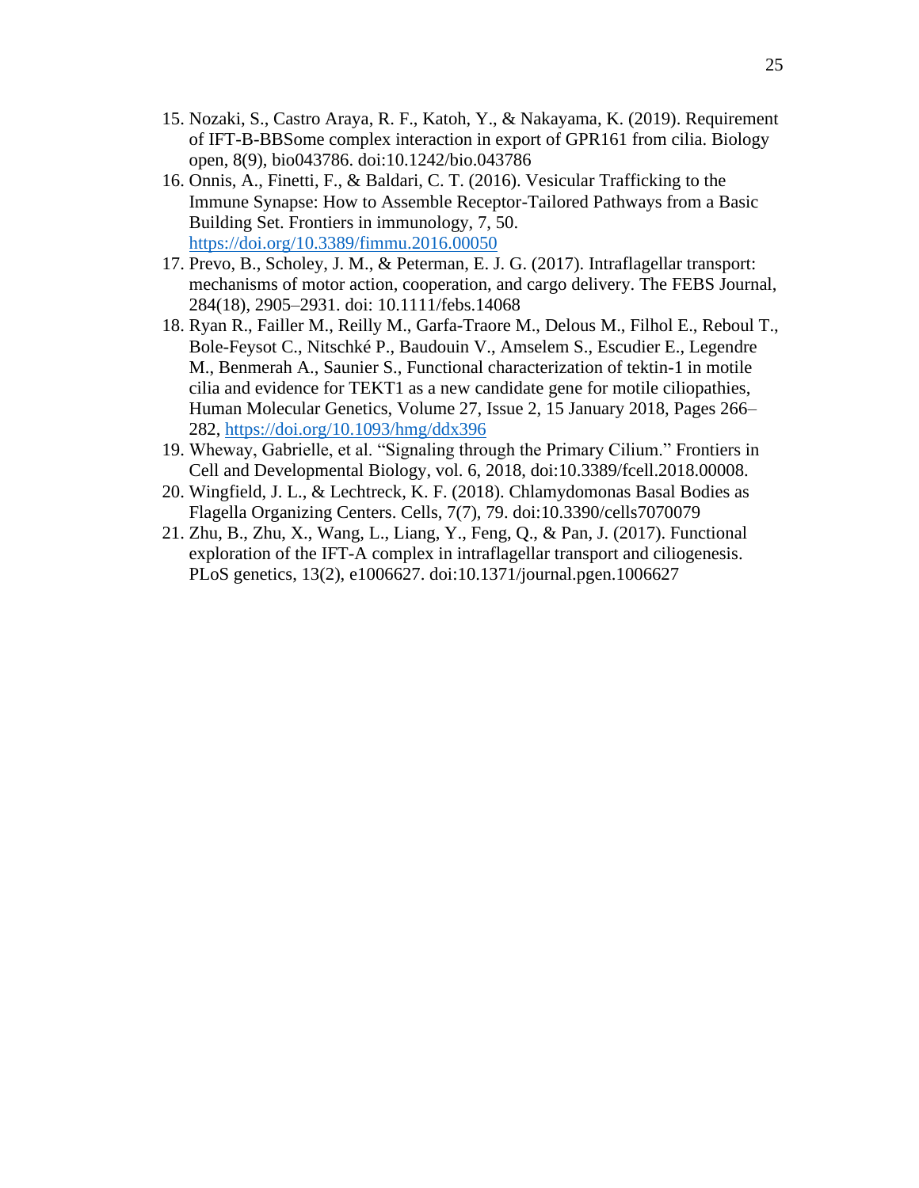15. Nozaki, S., Castro Araya, R. F., Katoh, Y., & Nakayama, K. (2019). Requirement of IFT-B-BBSome complex interaction in export of GPR161 from cilia. Biology open, 8(9), bio043786. doi:10.1242/bio.043786
16. Onnis, A., Finetti, F., & Baldari, C. T. (2016). Vesicular Trafficking to the Immune Synapse: How to Assemble Receptor-Tailored Pathways from a Basic Building Set. Frontiers in immunology, 7, 50. https://doi.org/10.3389/fimmu.2016.00050
17. Prevo, B., Scholey, J. M., & Peterman, E. J. G. (2017). Intraflagellar transport: mechanisms of motor action, cooperation, and cargo delivery. The FEBS Journal, 284(18), 2905–2931. doi: 10.1111/febs.14068
18. Ryan R., Failler M., Reilly M., Garfa-Traore M., Delous M., Filhol E., Reboul T., Bole-Feysot C., Nitschké P., Baudouin V., Amselem S., Escudier E., Legendre M., Benmerah A., Saunier S., Functional characterization of tektin-1 in motile cilia and evidence for TEKT1 as a new candidate gene for motile ciliopathies, Human Molecular Genetics, Volume 27, Issue 2, 15 January 2018, Pages 266–282, https://doi.org/10.1093/hmg/ddx396
19. Wheway, Gabrielle, et al. "Signaling through the Primary Cilium." Frontiers in Cell and Developmental Biology, vol. 6, 2018, doi:10.3389/fcell.2018.00008.
20. Wingfield, J. L., & Lechtreck, K. F. (2018). Chlamydomonas Basal Bodies as Flagella Organizing Centers. Cells, 7(7), 79. doi:10.3390/cells7070079
21. Zhu, B., Zhu, X., Wang, L., Liang, Y., Feng, Q., & Pan, J. (2017). Functional exploration of the IFT-A complex in intraflagellar transport and ciliogenesis. PLoS genetics, 13(2), e1006627. doi:10.1371/journal.pgen.1006627